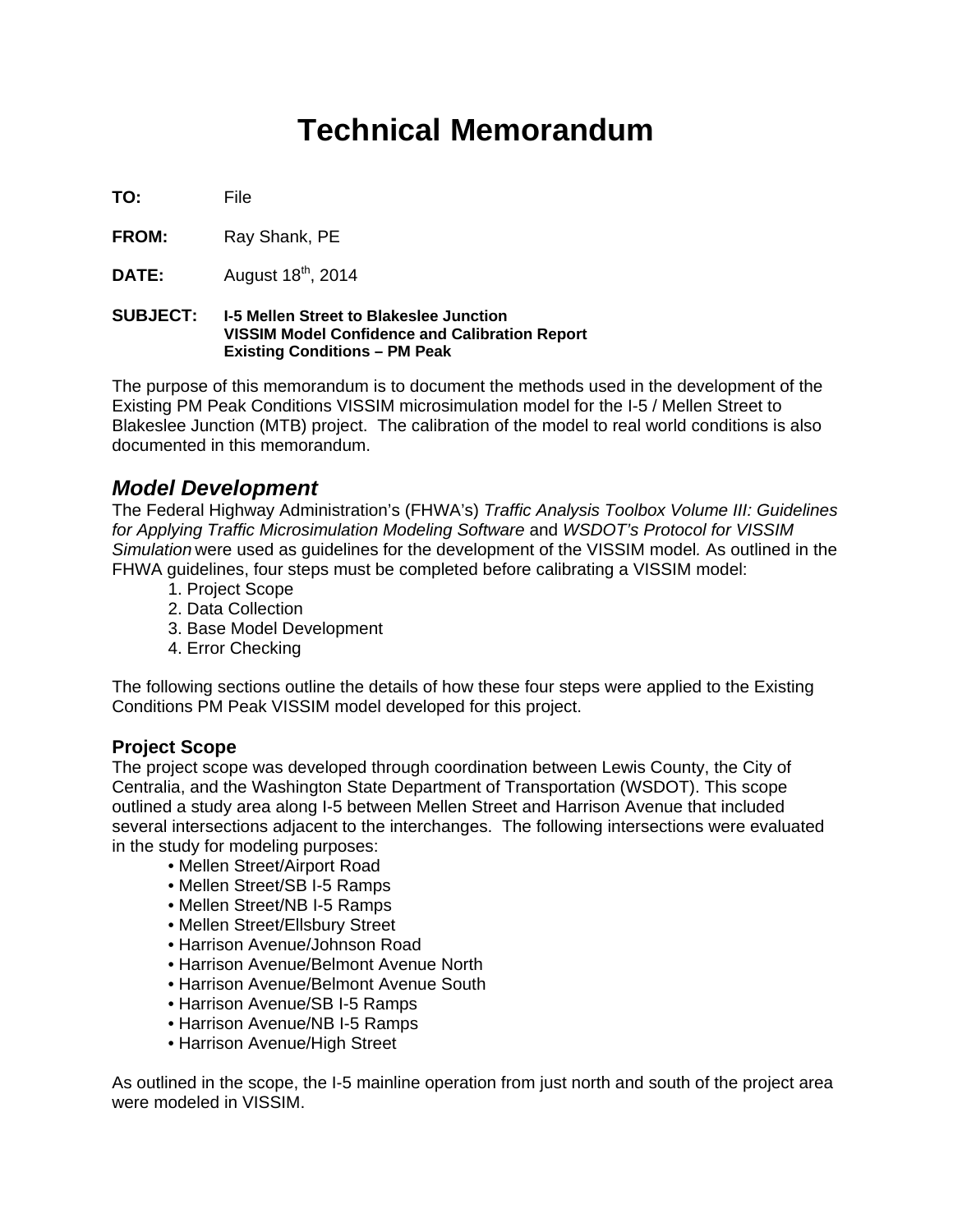# Technical Memorandum

**TO:** File

**FROM:** Ray Shank, PE

**DATE:** August 18th, 2014

**SUBJECT:** **I-5 Mellen Street to Blakeslee Junction**
**VISSIM Model Confidence and Calibration Report**
**Existing Conditions – PM Peak**

The purpose of this memorandum is to document the methods used in the development of the Existing PM Peak Conditions VISSIM microsimulation model for the I-5 / Mellen Street to Blakeslee Junction (MTB) project. The calibration of the model to real world conditions is also documented in this memorandum.

## *Model Development*

The Federal Highway Administration's (FHWA's) *Traffic Analysis Toolbox Volume III: Guidelines for Applying Traffic Microsimulation Modeling Software* and *WSDOT's Protocol for VISSIM Simulation* were used as guidelines for the development of the VISSIM model. As outlined in the FHWA guidelines, four steps must be completed before calibrating a VISSIM model:

1. Project Scope
2. Data Collection
3. Base Model Development
4. Error Checking

The following sections outline the details of how these four steps were applied to the Existing Conditions PM Peak VISSIM model developed for this project.

### Project Scope

The project scope was developed through coordination between Lewis County, the City of Centralia, and the Washington State Department of Transportation (WSDOT). This scope outlined a study area along I-5 between Mellen Street and Harrison Avenue that included several intersections adjacent to the interchanges. The following intersections were evaluated in the study for modeling purposes:

- Mellen Street/Airport Road
- Mellen Street/SB I-5 Ramps
- Mellen Street/NB I-5 Ramps
- Mellen Street/Ellsbury Street
- Harrison Avenue/Johnson Road
- Harrison Avenue/Belmont Avenue North
- Harrison Avenue/Belmont Avenue South
- Harrison Avenue/SB I-5 Ramps
- Harrison Avenue/NB I-5 Ramps
- Harrison Avenue/High Street

As outlined in the scope, the I-5 mainline operation from just north and south of the project area were modeled in VISSIM.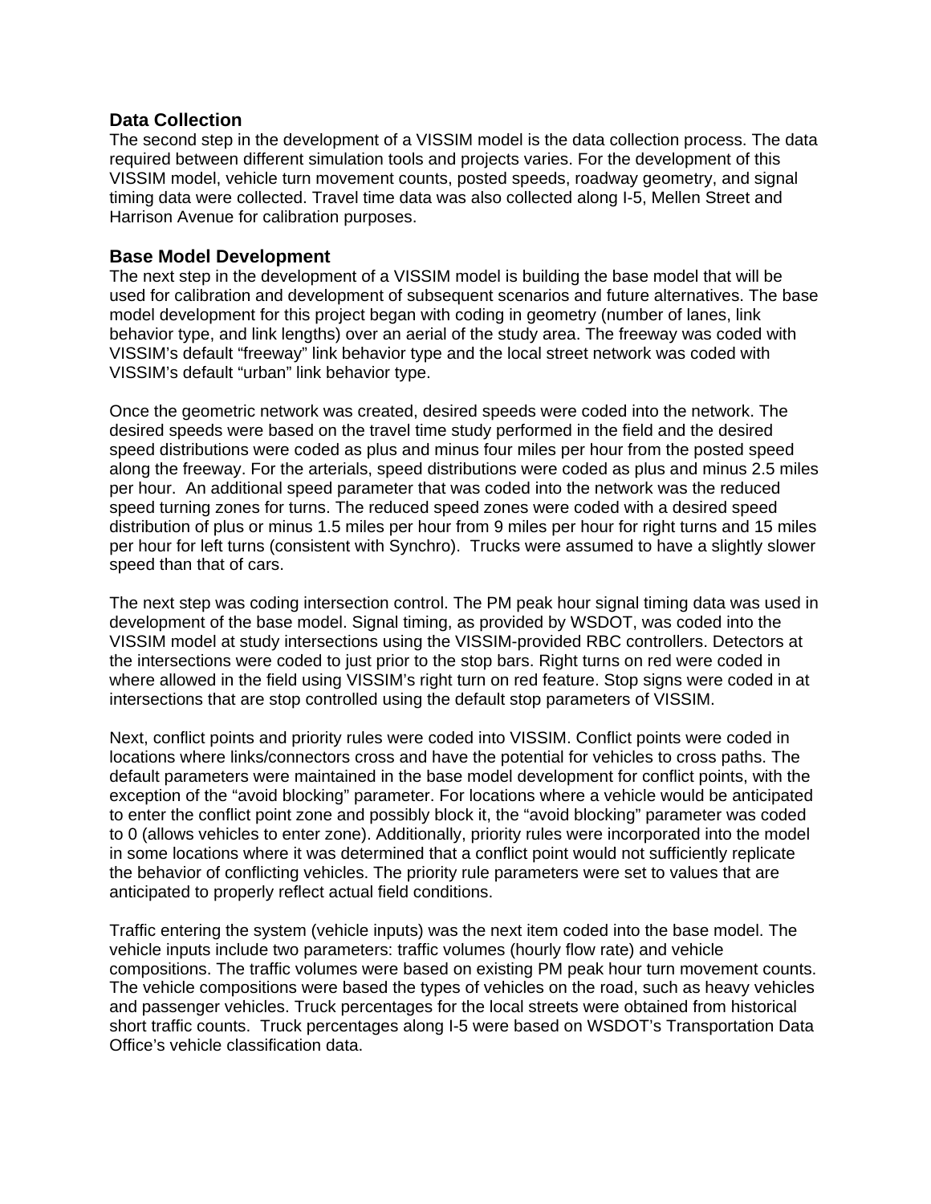## Data Collection

The second step in the development of a VISSIM model is the data collection process. The data required between different simulation tools and projects varies. For the development of this VISSIM model, vehicle turn movement counts, posted speeds, roadway geometry, and signal timing data were collected. Travel time data was also collected along I-5, Mellen Street and Harrison Avenue for calibration purposes.

## Base Model Development

The next step in the development of a VISSIM model is building the base model that will be used for calibration and development of subsequent scenarios and future alternatives. The base model development for this project began with coding in geometry (number of lanes, link behavior type, and link lengths) over an aerial of the study area. The freeway was coded with VISSIM's default "freeway" link behavior type and the local street network was coded with VISSIM's default "urban" link behavior type.

Once the geometric network was created, desired speeds were coded into the network. The desired speeds were based on the travel time study performed in the field and the desired speed distributions were coded as plus and minus four miles per hour from the posted speed along the freeway. For the arterials, speed distributions were coded as plus and minus 2.5 miles per hour. An additional speed parameter that was coded into the network was the reduced speed turning zones for turns. The reduced speed zones were coded with a desired speed distribution of plus or minus 1.5 miles per hour from 9 miles per hour for right turns and 15 miles per hour for left turns (consistent with Synchro). Trucks were assumed to have a slightly slower speed than that of cars.

The next step was coding intersection control. The PM peak hour signal timing data was used in development of the base model. Signal timing, as provided by WSDOT, was coded into the VISSIM model at study intersections using the VISSIM-provided RBC controllers. Detectors at the intersections were coded to just prior to the stop bars. Right turns on red were coded in where allowed in the field using VISSIM's right turn on red feature. Stop signs were coded in at intersections that are stop controlled using the default stop parameters of VISSIM.

Next, conflict points and priority rules were coded into VISSIM. Conflict points were coded in locations where links/connectors cross and have the potential for vehicles to cross paths. The default parameters were maintained in the base model development for conflict points, with the exception of the "avoid blocking" parameter. For locations where a vehicle would be anticipated to enter the conflict point zone and possibly block it, the "avoid blocking" parameter was coded to 0 (allows vehicles to enter zone). Additionally, priority rules were incorporated into the model in some locations where it was determined that a conflict point would not sufficiently replicate the behavior of conflicting vehicles. The priority rule parameters were set to values that are anticipated to properly reflect actual field conditions.

Traffic entering the system (vehicle inputs) was the next item coded into the base model. The vehicle inputs include two parameters: traffic volumes (hourly flow rate) and vehicle compositions. The traffic volumes were based on existing PM peak hour turn movement counts. The vehicle compositions were based the types of vehicles on the road, such as heavy vehicles and passenger vehicles. Truck percentages for the local streets were obtained from historical short traffic counts. Truck percentages along I-5 were based on WSDOT's Transportation Data Office's vehicle classification data.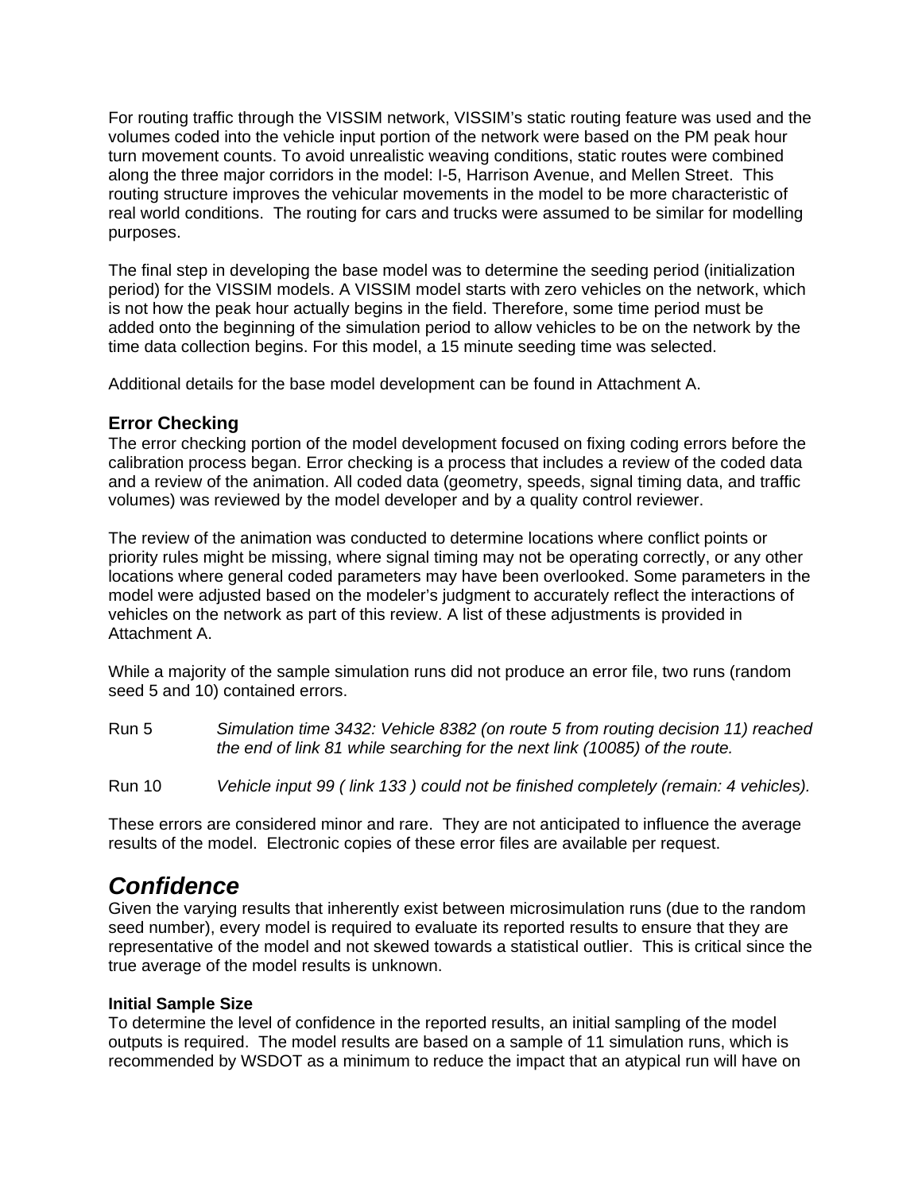For routing traffic through the VISSIM network, VISSIM's static routing feature was used and the volumes coded into the vehicle input portion of the network were based on the PM peak hour turn movement counts. To avoid unrealistic weaving conditions, static routes were combined along the three major corridors in the model: I-5, Harrison Avenue, and Mellen Street. This routing structure improves the vehicular movements in the model to be more characteristic of real world conditions. The routing for cars and trucks were assumed to be similar for modelling purposes.

The final step in developing the base model was to determine the seeding period (initialization period) for the VISSIM models. A VISSIM model starts with zero vehicles on the network, which is not how the peak hour actually begins in the field. Therefore, some time period must be added onto the beginning of the simulation period to allow vehicles to be on the network by the time data collection begins. For this model, a 15 minute seeding time was selected.

Additional details for the base model development can be found in Attachment A.

### Error Checking

The error checking portion of the model development focused on fixing coding errors before the calibration process began. Error checking is a process that includes a review of the coded data and a review of the animation. All coded data (geometry, speeds, signal timing data, and traffic volumes) was reviewed by the model developer and by a quality control reviewer.

The review of the animation was conducted to determine locations where conflict points or priority rules might be missing, where signal timing may not be operating correctly, or any other locations where general coded parameters may have been overlooked. Some parameters in the model were adjusted based on the modeler's judgment to accurately reflect the interactions of vehicles on the network as part of this review. A list of these adjustments is provided in Attachment A.

While a majority of the sample simulation runs did not produce an error file, two runs (random seed 5 and 10) contained errors.

Run 5 *Simulation time 3432: Vehicle 8382 (on route 5 from routing decision 11) reached the end of link 81 while searching for the next link (10085) of the route.*

Run 10 *Vehicle input 99 ( link 133 ) could not be finished completely (remain: 4 vehicles).*

These errors are considered minor and rare. They are not anticipated to influence the average results of the model. Electronic copies of these error files are available per request.

## *Confidence*

Given the varying results that inherently exist between microsimulation runs (due to the random seed number), every model is required to evaluate its reported results to ensure that they are representative of the model and not skewed towards a statistical outlier. This is critical since the true average of the model results is unknown.

#### Initial Sample Size

To determine the level of confidence in the reported results, an initial sampling of the model outputs is required. The model results are based on a sample of 11 simulation runs, which is recommended by WSDOT as a minimum to reduce the impact that an atypical run will have on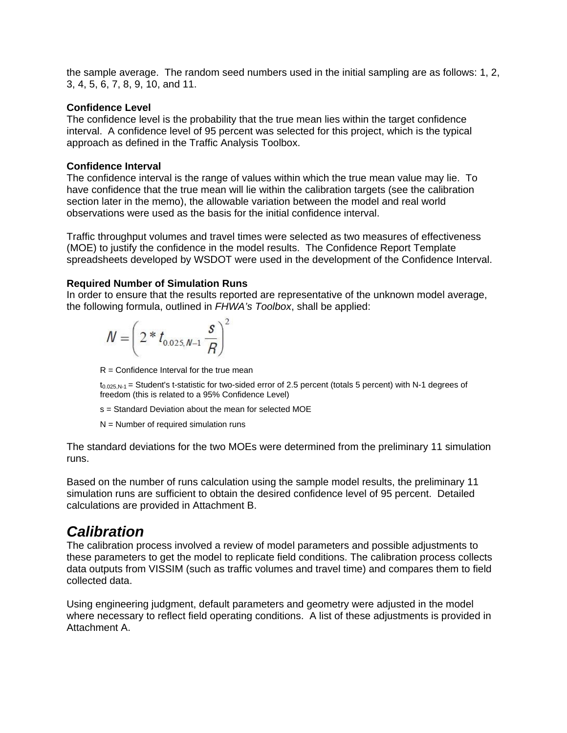the sample average. The random seed numbers used in the initial sampling are as follows: 1, 2, 3, 4, 5, 6, 7, 8, 9, 10, and 11.

**Confidence Level**

The confidence level is the probability that the true mean lies within the target confidence interval. A confidence level of 95 percent was selected for this project, which is the typical approach as defined in the Traffic Analysis Toolbox.

**Confidence Interval**

The confidence interval is the range of values within which the true mean value may lie. To have confidence that the true mean will lie within the calibration targets (see the calibration section later in the memo), the allowable variation between the model and real world observations were used as the basis for the initial confidence interval.

Traffic throughput volumes and travel times were selected as two measures of effectiveness (MOE) to justify the confidence in the model results. The Confidence Report Template spreadsheets developed by WSDOT were used in the development of the Confidence Interval.

**Required Number of Simulation Runs**

In order to ensure that the results reported are representative of the unknown model average, the following formula, outlined in *FHWA's Toolbox*, shall be applied:

$$N = \left( 2 * t_{0.025, N-1} \frac{s}{R} \right)^2$$

R = Confidence Interval for the true mean

$t_{0.025,N-1}$ = Student's t-statistic for two-sided error of 2.5 percent (totals 5 percent) with N-1 degrees of freedom (this is related to a 95% Confidence Level)

s = Standard Deviation about the mean for selected MOE

N = Number of required simulation runs

The standard deviations for the two MOEs were determined from the preliminary 11 simulation runs.

Based on the number of runs calculation using the sample model results, the preliminary 11 simulation runs are sufficient to obtain the desired confidence level of 95 percent. Detailed calculations are provided in Attachment B.

## *Calibration*

The calibration process involved a review of model parameters and possible adjustments to these parameters to get the model to replicate field conditions. The calibration process collects data outputs from VISSIM (such as traffic volumes and travel time) and compares them to field collected data.

Using engineering judgment, default parameters and geometry were adjusted in the model where necessary to reflect field operating conditions. A list of these adjustments is provided in Attachment A.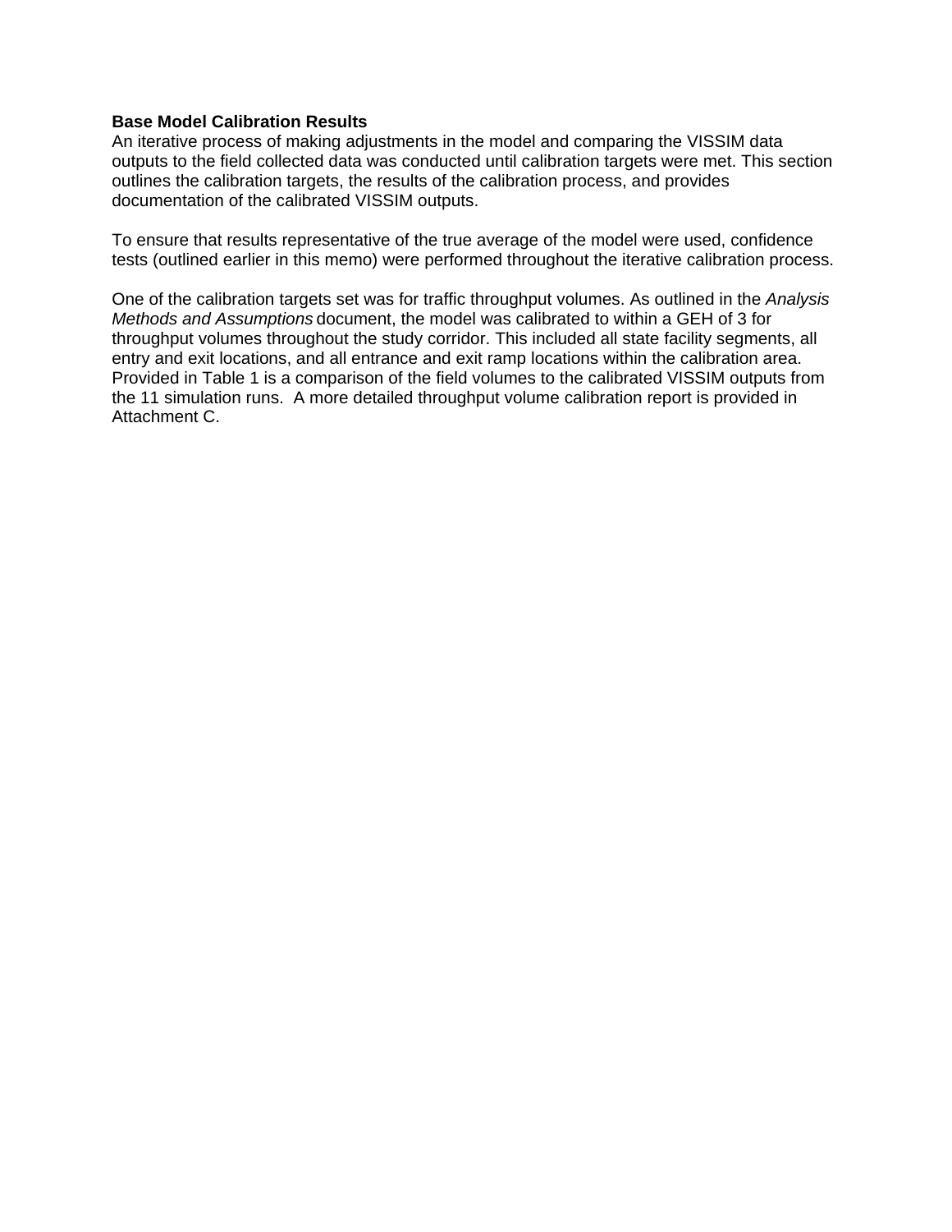**Base Model Calibration Results**

An iterative process of making adjustments in the model and comparing the VISSIM data outputs to the field collected data was conducted until calibration targets were met. This section outlines the calibration targets, the results of the calibration process, and provides documentation of the calibrated VISSIM outputs.

To ensure that results representative of the true average of the model were used, confidence tests (outlined earlier in this memo) were performed throughout the iterative calibration process.

One of the calibration targets set was for traffic throughput volumes. As outlined in the *Analysis Methods and Assumptions* document, the model was calibrated to within a GEH of 3 for throughput volumes throughout the study corridor. This included all state facility segments, all entry and exit locations, and all entrance and exit ramp locations within the calibration area. Provided in Table 1 is a comparison of the field volumes to the calibrated VISSIM outputs from the 11 simulation runs. A more detailed throughput volume calibration report is provided in Attachment C.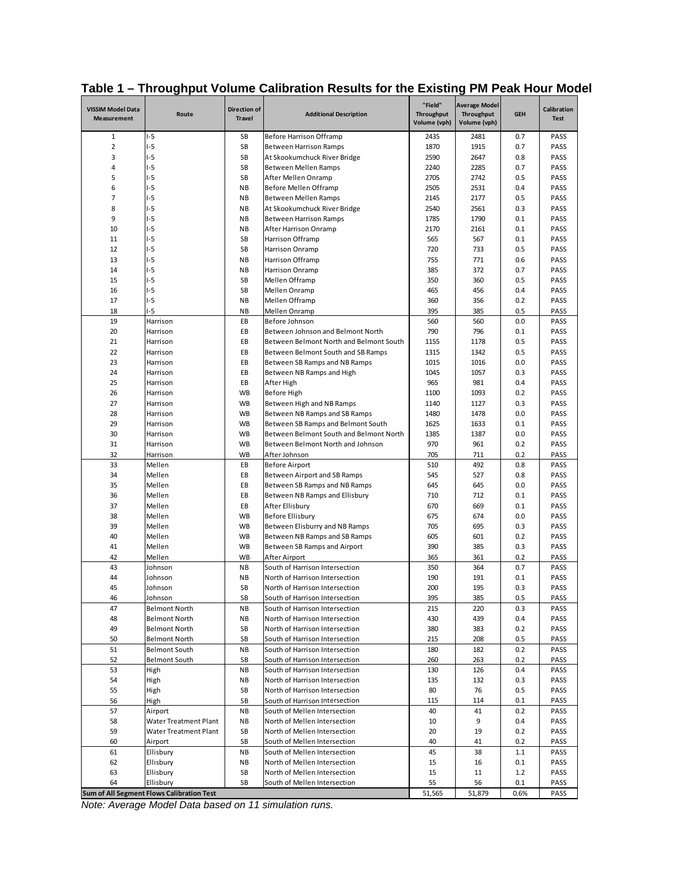# Table 1 – Throughput Volume Calibration Results for the Existing PM Peak Hour Model

| VISSIM Model Data Measurement | Route | Direction of Travel | Additional Description | "Field" Throughput Volume (vph) | Average Model Throughput Volume (vph) | GEH | Calibration Test |
|---|---|---|---|---|---|---|---|
| 1 | I-5 | SB | Before Harrison Offramp | 2435 | 2481 | 0.7 | PASS |
| 2 | I-5 | SB | Between Harrison Ramps | 1870 | 1915 | 0.7 | PASS |
| 3 | I-5 | SB | At Skookumchuck River Bridge | 2590 | 2647 | 0.8 | PASS |
| 4 | I-5 | SB | Between Mellen Ramps | 2240 | 2285 | 0.7 | PASS |
| 5 | I-5 | SB | After Mellen Onramp | 2705 | 2742 | 0.5 | PASS |
| 6 | I-5 | NB | Before Mellen Offramp | 2505 | 2531 | 0.4 | PASS |
| 7 | I-5 | NB | Between Mellen Ramps | 2145 | 2177 | 0.5 | PASS |
| 8 | I-5 | NB | At Skookumchuck River Bridge | 2540 | 2561 | 0.3 | PASS |
| 9 | I-5 | NB | Between Harrison Ramps | 1785 | 1790 | 0.1 | PASS |
| 10 | I-5 | NB | After Harrison Onramp | 2170 | 2161 | 0.1 | PASS |
| 11 | I-5 | SB | Harrison Offramp | 565 | 567 | 0.1 | PASS |
| 12 | I-5 | SB | Harrison Onramp | 720 | 733 | 0.5 | PASS |
| 13 | I-5 | NB | Harrison Offramp | 755 | 771 | 0.6 | PASS |
| 14 | I-5 | NB | Harrison Onramp | 385 | 372 | 0.7 | PASS |
| 15 | I-5 | SB | Mellen Offramp | 350 | 360 | 0.5 | PASS |
| 16 | I-5 | SB | Mellen Onramp | 465 | 456 | 0.4 | PASS |
| 17 | I-5 | NB | Mellen Offramp | 360 | 356 | 0.2 | PASS |
| 18 | I-5 | NB | Mellen Onramp | 395 | 385 | 0.5 | PASS |
| 19 | Harrison | EB | Before Johnson | 560 | 560 | 0.0 | PASS |
| 20 | Harrison | EB | Between Johnson and Belmont North | 790 | 796 | 0.1 | PASS |
| 21 | Harrison | EB | Between Belmont North and Belmont South | 1155 | 1178 | 0.5 | PASS |
| 22 | Harrison | EB | Between Belmont South and SB Ramps | 1315 | 1342 | 0.5 | PASS |
| 23 | Harrison | EB | Between SB Ramps and NB Ramps | 1015 | 1016 | 0.0 | PASS |
| 24 | Harrison | EB | Between NB Ramps and High | 1045 | 1057 | 0.3 | PASS |
| 25 | Harrison | EB | After High | 965 | 981 | 0.4 | PASS |
| 26 | Harrison | WB | Before High | 1100 | 1093 | 0.2 | PASS |
| 27 | Harrison | WB | Between High and NB Ramps | 1140 | 1127 | 0.3 | PASS |
| 28 | Harrison | WB | Between NB Ramps and SB Ramps | 1480 | 1478 | 0.0 | PASS |
| 29 | Harrison | WB | Between SB Ramps and Belmont South | 1625 | 1633 | 0.1 | PASS |
| 30 | Harrison | WB | Between Belmont South and Belmont North | 1385 | 1387 | 0.0 | PASS |
| 31 | Harrison | WB | Between Belmont North and Johnson | 970 | 961 | 0.2 | PASS |
| 32 | Harrison | WB | After Johnson | 705 | 711 | 0.2 | PASS |
| 33 | Mellen | EB | Before Airport | 510 | 492 | 0.8 | PASS |
| 34 | Mellen | EB | Between Airport and SB Ramps | 545 | 527 | 0.8 | PASS |
| 35 | Mellen | EB | Between SB Ramps and NB Ramps | 645 | 645 | 0.0 | PASS |
| 36 | Mellen | EB | Between NB Ramps and Ellisbury | 710 | 712 | 0.1 | PASS |
| 37 | Mellen | EB | After Ellisbury | 670 | 669 | 0.1 | PASS |
| 38 | Mellen | WB | Before Ellisbury | 675 | 674 | 0.0 | PASS |
| 39 | Mellen | WB | Between Elisburry and NB Ramps | 705 | 695 | 0.3 | PASS |
| 40 | Mellen | WB | Between NB Ramps and SB Ramps | 605 | 601 | 0.2 | PASS |
| 41 | Mellen | WB | Between SB Ramps and Airport | 390 | 385 | 0.3 | PASS |
| 42 | Mellen | WB | After Airport | 365 | 361 | 0.2 | PASS |
| 43 | Johnson | NB | South of Harrison Intersection | 350 | 364 | 0.7 | PASS |
| 44 | Johnson | NB | North of Harrison Intersection | 190 | 191 | 0.1 | PASS |
| 45 | Johnson | SB | North of Harrison Intersection | 200 | 195 | 0.3 | PASS |
| 46 | Johnson | SB | South of Harrison Intersection | 395 | 385 | 0.5 | PASS |
| 47 | Belmont North | NB | South of Harrison Intersection | 215 | 220 | 0.3 | PASS |
| 48 | Belmont North | NB | North of Harrison Intersection | 430 | 439 | 0.4 | PASS |
| 49 | Belmont North | SB | North of Harrison Intersection | 380 | 383 | 0.2 | PASS |
| 50 | Belmont North | SB | South of Harrison Intersection | 215 | 208 | 0.5 | PASS |
| 51 | Belmont South | NB | South of Harrison Intersection | 180 | 182 | 0.2 | PASS |
| 52 | Belmont South | SB | South of Harrison Intersection | 260 | 263 | 0.2 | PASS |
| 53 | High | NB | South of Harrison Intersection | 130 | 126 | 0.4 | PASS |
| 54 | High | NB | North of Harrison Intersection | 135 | 132 | 0.3 | PASS |
| 55 | High | SB | North of Harrison Intersection | 80 | 76 | 0.5 | PASS |
| 56 | High | SB | South of Harrison Intersection | 115 | 114 | 0.1 | PASS |
| 57 | Airport | NB | South of Mellen Intersection | 40 | 41 | 0.2 | PASS |
| 58 | Water Treatment Plant | NB | North of Mellen Intersection | 10 | 9 | 0.4 | PASS |
| 59 | Water Treatment Plant | SB | North of Mellen Intersection | 20 | 19 | 0.2 | PASS |
| 60 | Airport | SB | South of Mellen Intersection | 40 | 41 | 0.2 | PASS |
| 61 | Ellisbury | NB | South of Mellen Intersection | 45 | 38 | 1.1 | PASS |
| 62 | Ellisbury | NB | North of Mellen Intersection | 15 | 16 | 0.1 | PASS |
| 63 | Ellisbury | SB | North of Mellen Intersection | 15 | 11 | 1.2 | PASS |
| 64 | Ellisbury | SB | South of Mellen Intersection | 55 | 56 | 0.1 | PASS |
| **Sum of All Segment Flows Calibration Test** | | | | 51,565 | 51,879 | 0.6% | PASS |

*Note: Average Model Data based on 11 simulation runs.*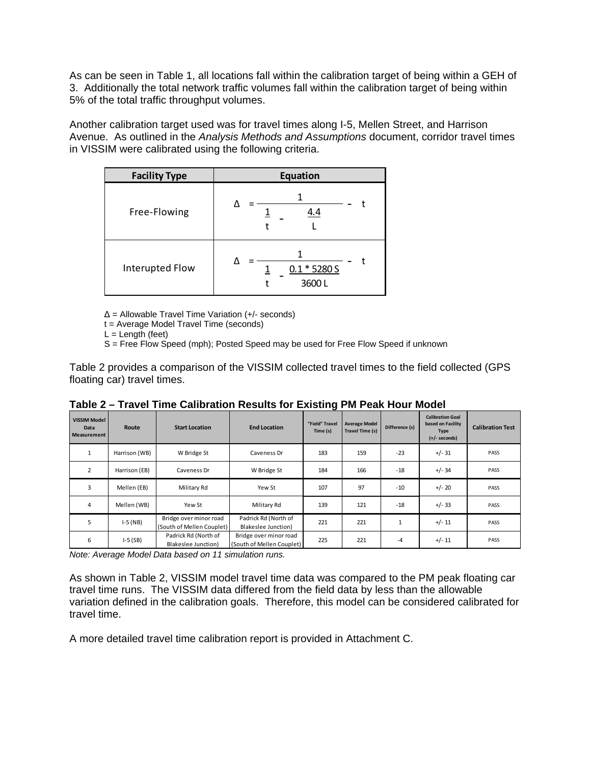As can be seen in Table 1, all locations fall within the calibration target of being within a GEH of 3. Additionally the total network traffic volumes fall within the calibration target of being within 5% of the total traffic throughput volumes.

Another calibration target used was for travel times along I-5, Mellen Street, and Harrison Avenue. As outlined in the *Analysis Methods and Assumptions* document, corridor travel times in VISSIM were calibrated using the following criteria.

| Facility Type | Equation |
|---|---|
| Free-Flowing | $\Delta = \dfrac{1}{\dfrac{1}{t} - \dfrac{4.4}{L}} - t$ |
| Interupted Flow | $\Delta = \dfrac{1}{\dfrac{1}{t} - \dfrac{0.1 * 5280\,S}{3600\,L}} - t$ |

Δ = Allowable Travel Time Variation (+/- seconds)
t = Average Model Travel Time (seconds)
L = Length (feet)
S = Free Flow Speed (mph); Posted Speed may be used for Free Flow Speed if unknown

Table 2 provides a comparison of the VISSIM collected travel times to the field collected (GPS floating car) travel times.

**Table 2 – Travel Time Calibration Results for Existing PM Peak Hour Model**

| VISSIM Model Data Measurement | Route | Start Location | End Location | "Field" Travel Time (s) | Average Model Travel Time (s) | Difference (s) | Calibration Goal based on Facility Type (+/- seconds) | Calibration Test |
|---|---|---|---|---|---|---|---|---|
| 1 | Harrison (WB) | W Bridge St | Caveness Dr | 183 | 159 | -23 | +/- 31 | PASS |
| 2 | Harrison (EB) | Caveness Dr | W Bridge St | 184 | 166 | -18 | +/- 34 | PASS |
| 3 | Mellen (EB) | Military Rd | Yew St | 107 | 97 | -10 | +/- 20 | PASS |
| 4 | Mellen (WB) | Yew St | Military Rd | 139 | 121 | -18 | +/- 33 | PASS |
| 5 | I-5 (NB) | Bridge over minor road (South of Mellen Couplet) | Padrick Rd (North of Blakeslee Junction) | 221 | 221 | 1 | +/- 11 | PASS |
| 6 | I-5 (SB) | Padrick Rd (North of Blakeslee Junction) | Bridge over minor road (South of Mellen Couplet) | 225 | 221 | -4 | +/- 11 | PASS |

*Note: Average Model Data based on 11 simulation runs.*

As shown in Table 2, VISSIM model travel time data was compared to the PM peak floating car travel time runs. The VISSIM data differed from the field data by less than the allowable variation defined in the calibration goals. Therefore, this model can be considered calibrated for travel time.

A more detailed travel time calibration report is provided in Attachment C.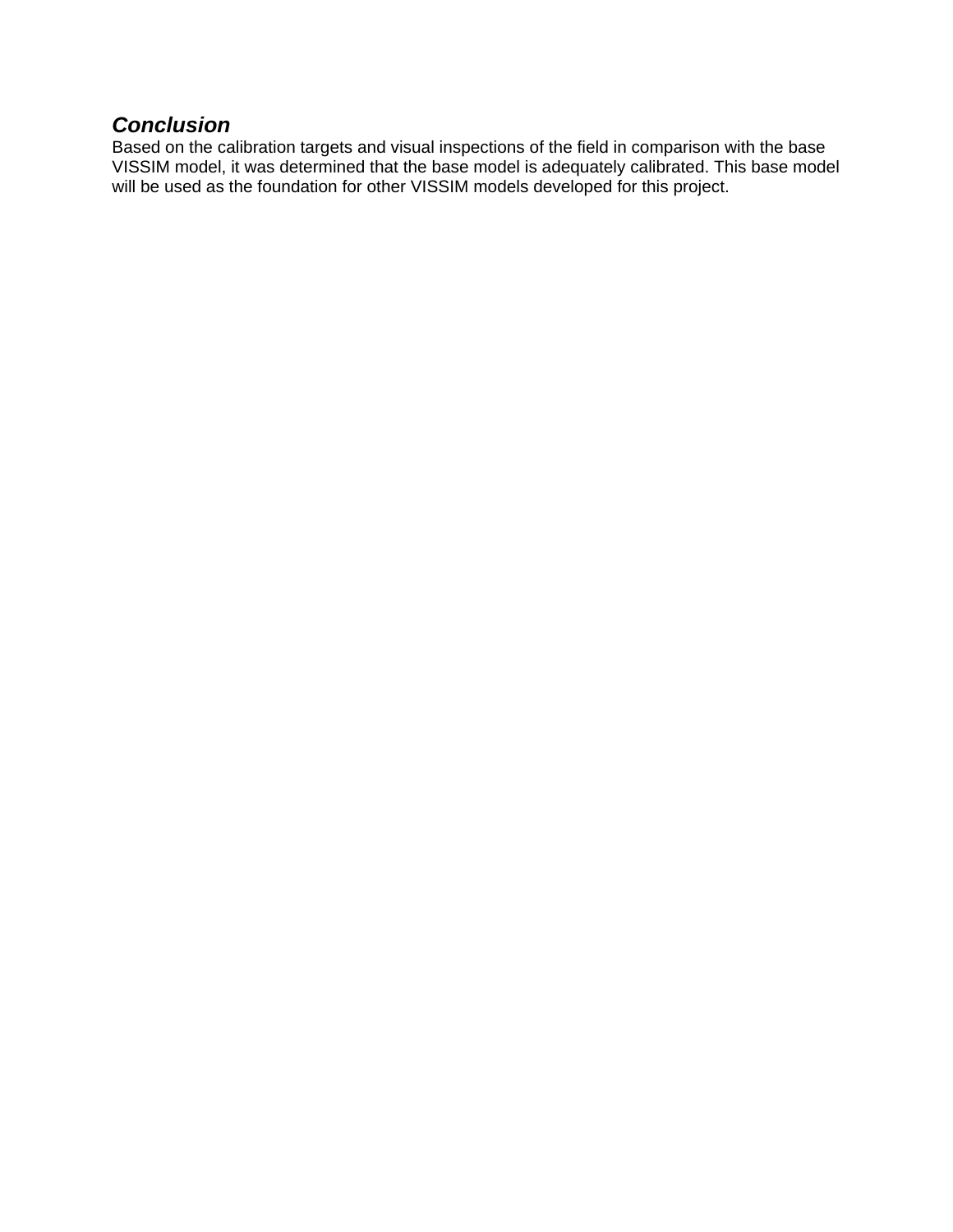### ***Conclusion***

Based on the calibration targets and visual inspections of the field in comparison with the base VISSIM model, it was determined that the base model is adequately calibrated. This base model will be used as the foundation for other VISSIM models developed for this project.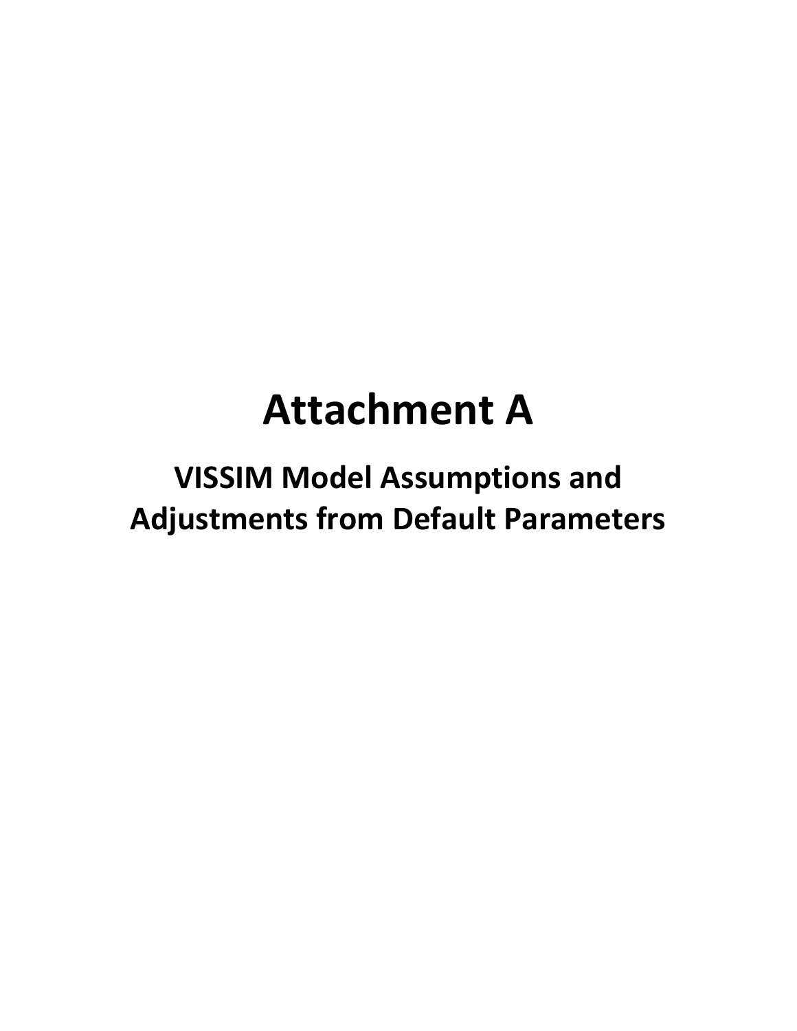# Attachment A

## VISSIM Model Assumptions and Adjustments from Default Parameters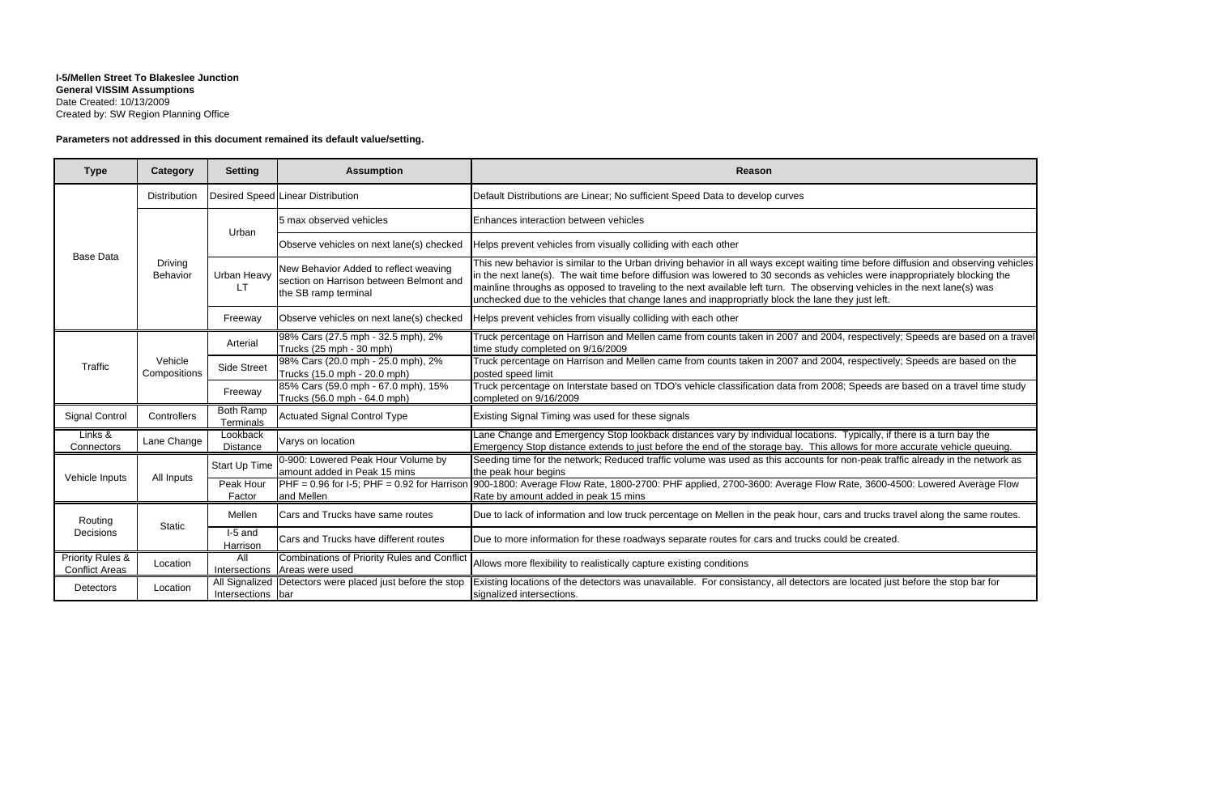**I-5/Mellen Street To Blakeslee Junction**
**General VISSIM Assumptions**
Date Created: 10/13/2009
Created by: SW Region Planning Office

**Parameters not addressed in this document remained its default value/setting.**

| Type | Category | Setting | Assumption | Reason |
|---|---|---|---|---|
| Base Data | Distribution | Desired Speed | Linear Distribution | Default Distributions are Linear; No sufficient Speed Data to develop curves |
| | Driving Behavior | Urban | 5 max observed vehicles | Enhances interaction between vehicles |
| | | | Observe vehicles on next lane(s) checked | Helps prevent vehicles from visually colliding with each other |
| | | Urban Heavy LT | New Behavior Added to reflect weaving section on Harrison between Belmont and the SB ramp terminal | This new behavior is similar to the Urban driving behavior in all ways except waiting time before diffusion and observing vehicles in the next lane(s). The wait time before diffusion was lowered to 30 seconds as vehicles were inappropriately blocking the mainline throughs as opposed to traveling to the next available left turn. The observing vehicles in the next lane(s) was unchecked due to the vehicles that change lanes and inappropriatly block the lane they just left. |
| | | Freeway | Observe vehicles on next lane(s) checked | Helps prevent vehicles from visually colliding with each other |
| Traffic | Vehicle Compositions | Arterial | 98% Cars (27.5 mph - 32.5 mph), 2% Trucks (25 mph - 30 mph) | Truck percentage on Harrison and Mellen came from counts taken in 2007 and 2004, respectively; Speeds are based on a travel time study completed on 9/16/2009 |
| | | Side Street | 98% Cars (20.0 mph - 25.0 mph), 2% Trucks (15.0 mph - 20.0 mph) | Truck percentage on Harrison and Mellen came from counts taken in 2007 and 2004, respectively; Speeds are based on the posted speed limit |
| | | Freeway | 85% Cars (59.0 mph - 67.0 mph), 15% Trucks (56.0 mph - 64.0 mph) | Truck percentage on Interstate based on TDO's vehicle classification data from 2008; Speeds are based on a travel time study completed on 9/16/2009 |
| Signal Control | Controllers | Both Ramp Terminals | Actuated Signal Control Type | Existing Signal Timing was used for these signals |
| Links & Connectors | Lane Change | Lookback Distance | Varys on location | Lane Change and Emergency Stop lookback distances vary by individual locations. Typically, if there is a turn bay the Emergency Stop distance extends to just before the end of the storage bay. This allows for more accurate vehicle queuing. |
| Vehicle Inputs | All Inputs | Start Up Time | 0-900: Lowered Peak Hour Volume by amount added in Peak 15 mins | Seeding time for the network; Reduced traffic volume was used as this accounts for non-peak traffic already in the network as the peak hour begins |
| | | Peak Hour Factor | PHF = 0.96 for I-5; PHF = 0.92 for Harrison and Mellen | 900-1800: Average Flow Rate, 1800-2700: PHF applied, 2700-3600: Average Flow Rate, 3600-4500: Lowered Average Flow Rate by amount added in peak 15 mins |
| Routing Decisions | Static | Mellen | Cars and Trucks have same routes | Due to lack of information and low truck percentage on Mellen in the peak hour, cars and trucks travel along the same routes. |
| | | I-5 and Harrison | Cars and Trucks have different routes | Due to more information for these roadways separate routes for cars and trucks could be created. |
| Priority Rules & Conflict Areas | Location | All Intersections | Combinations of Priority Rules and Conflict Areas were used | Allows more flexibility to realistically capture existing conditions |
| Detectors | Location | All Signalized Intersections | Detectors were placed just before the stop bar | Existing locations of the detectors was unavailable. For consistancy, all detectors are located just before the stop bar for signalized intersections. |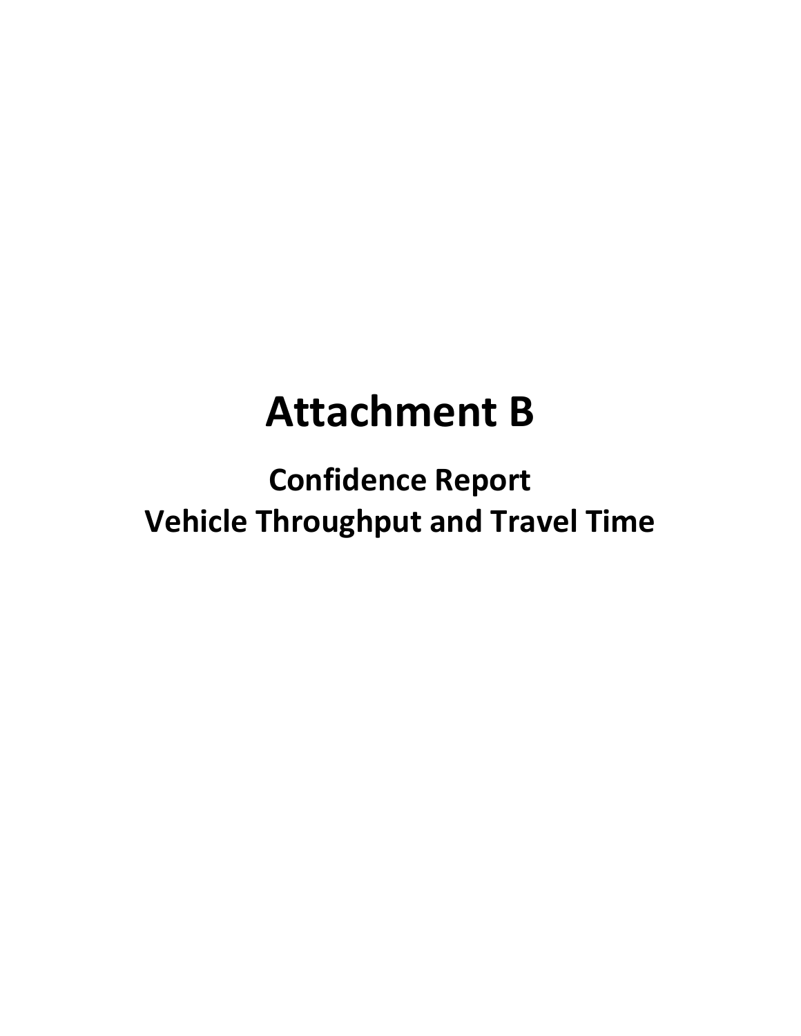# Attachment B

## Confidence Report

## Vehicle Throughput and Travel Time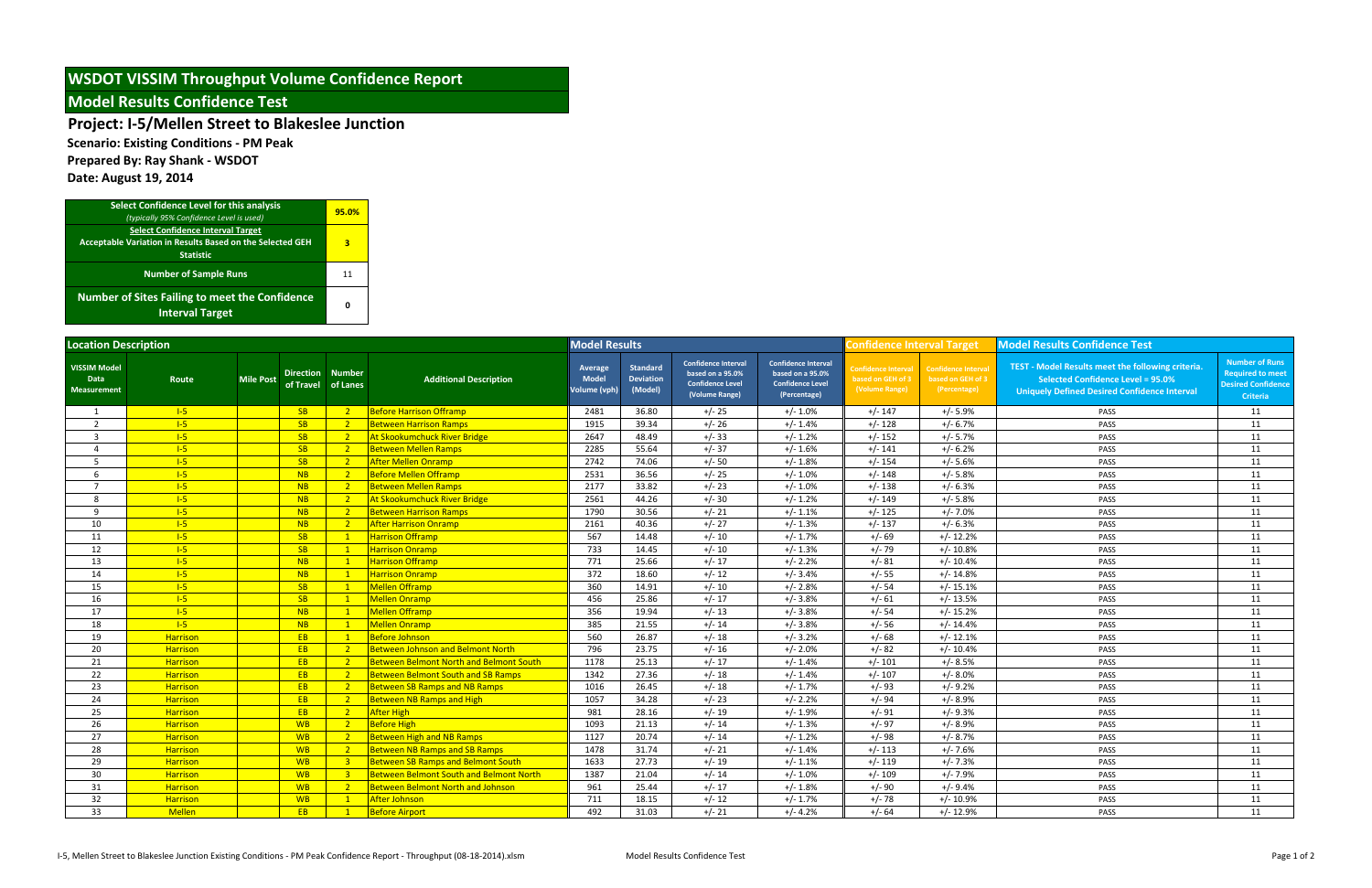# WSDOT VISSIM Throughput Volume Confidence Report

## Model Results Confidence Test

### Project: I-5/Mellen Street to Blakeslee Junction

**Scenario: Existing Conditions - PM Peak**
**Prepared By: Ray Shank - WSDOT**
**Date: August 19, 2014**

| | |
|---|---|
| **Select Confidence Level for this analysis** *(typically 95% Confidence Level is used)* | **95.0%** |
| **Select Confidence Interval Target** Acceptable Variation in Results Based on the Selected GEH Statistic | **3** |
| **Number of Sample Runs** | 11 |
| **Number of Sites Failing to meet the Confidence Interval Target** | **0** |

| Location Description | | | | | | Model Results | | | | Confidence Interval Target | | Model Results Confidence Test | |
|---|---|---|---|---|---|---|---|---|---|---|---|---|---|
| VISSIM Model Data Measurement | Route | Mile Post | Direction of Travel | Number of Lanes | Additional Description | Average Model Volume (vph) | Standard Deviation (Model) | Confidence Interval based on a 95.0% Confidence Level (Volume Range) | Confidence Interval based on a 95.0% Confidence Level (Percentage) | Confidence Interval based on GEH of 3 (Volume Range) | Confidence Interval based on GEH of 3 (Percentage) | TEST - Model Results meet the following criteria. Selected Confidence Level = 95.0% Uniquely Defined Desired Confidence Interval | Number of Runs Required to meet Desired Confidence Criteria |
| 1 | I-5 | | SB | 2 | Before Harrison Offramp | 2481 | 36.80 | +/- 25 | +/- 1.0% | +/- 147 | +/- 5.9% | PASS | 11 |
| 2 | I-5 | | SB | 2 | Between Harrison Ramps | 1915 | 39.34 | +/- 26 | +/- 1.4% | +/- 128 | +/- 6.7% | PASS | 11 |
| 3 | I-5 | | SB | 2 | At Skookumchuck River Bridge | 2647 | 48.49 | +/- 33 | +/- 1.2% | +/- 152 | +/- 5.7% | PASS | 11 |
| 4 | I-5 | | SB | 2 | Between Mellen Ramps | 2285 | 55.64 | +/- 37 | +/- 1.6% | +/- 141 | +/- 6.2% | PASS | 11 |
| 5 | I-5 | | SB | 2 | After Mellen Onramp | 2742 | 74.06 | +/- 50 | +/- 1.8% | +/- 154 | +/- 5.6% | PASS | 11 |
| 6 | I-5 | | NB | 2 | Before Mellen Offramp | 2531 | 36.56 | +/- 25 | +/- 1.0% | +/- 148 | +/- 5.8% | PASS | 11 |
| 7 | I-5 | | NB | 2 | Between Mellen Ramps | 2177 | 33.82 | +/- 23 | +/- 1.0% | +/- 138 | +/- 6.3% | PASS | 11 |
| 8 | I-5 | | NB | 2 | At Skookumchuck River Bridge | 2561 | 44.26 | +/- 30 | +/- 1.2% | +/- 149 | +/- 5.8% | PASS | 11 |
| 9 | I-5 | | NB | 2 | Between Harrison Ramps | 1790 | 30.56 | +/- 21 | +/- 1.1% | +/- 125 | +/- 7.0% | PASS | 11 |
| 10 | I-5 | | NB | 2 | After Harrison Onramp | 2161 | 40.36 | +/- 27 | +/- 1.3% | +/- 137 | +/- 6.3% | PASS | 11 |
| 11 | I-5 | | SB | 1 | Harrison Offramp | 567 | 14.48 | +/- 10 | +/- 1.7% | +/- 69 | +/- 12.2% | PASS | 11 |
| 12 | I-5 | | SB | 1 | Harrison Onramp | 733 | 14.45 | +/- 10 | +/- 1.3% | +/- 79 | +/- 10.8% | PASS | 11 |
| 13 | I-5 | | NB | 1 | Harrison Offramp | 771 | 25.66 | +/- 17 | +/- 2.2% | +/- 81 | +/- 10.4% | PASS | 11 |
| 14 | I-5 | | NB | 1 | Harrison Onramp | 372 | 18.60 | +/- 12 | +/- 3.4% | +/- 55 | +/- 14.8% | PASS | 11 |
| 15 | I-5 | | SB | 1 | Mellen Offramp | 360 | 14.91 | +/- 10 | +/- 2.8% | +/- 54 | +/- 15.1% | PASS | 11 |
| 16 | I-5 | | SB | 1 | Mellen Onramp | 456 | 25.86 | +/- 17 | +/- 3.8% | +/- 61 | +/- 13.5% | PASS | 11 |
| 17 | I-5 | | NB | 1 | Mellen Offramp | 356 | 19.94 | +/- 13 | +/- 3.8% | +/- 54 | +/- 15.2% | PASS | 11 |
| 18 | I-5 | | NB | 1 | Mellen Onramp | 385 | 21.55 | +/- 14 | +/- 3.8% | +/- 56 | +/- 14.4% | PASS | 11 |
| 19 | Harrison | | EB | 1 | Before Johnson | 560 | 26.87 | +/- 18 | +/- 3.2% | +/- 68 | +/- 12.1% | PASS | 11 |
| 20 | Harrison | | EB | 2 | Between Johnson and Belmont North | 796 | 23.75 | +/- 16 | +/- 2.0% | +/- 82 | +/- 10.4% | PASS | 11 |
| 21 | Harrison | | EB | 2 | Between Belmont North and Belmont South | 1178 | 25.13 | +/- 17 | +/- 1.4% | +/- 101 | +/- 8.5% | PASS | 11 |
| 22 | Harrison | | EB | 2 | Between Belmont South and SB Ramps | 1342 | 27.36 | +/- 18 | +/- 1.4% | +/- 107 | +/- 8.0% | PASS | 11 |
| 23 | Harrison | | EB | 2 | Between SB Ramps and NB Ramps | 1016 | 26.45 | +/- 18 | +/- 1.7% | +/- 93 | +/- 9.2% | PASS | 11 |
| 24 | Harrison | | EB | 2 | Between NB Ramps and High | 1057 | 34.28 | +/- 23 | +/- 2.2% | +/- 94 | +/- 8.9% | PASS | 11 |
| 25 | Harrison | | EB | 2 | After High | 981 | 28.16 | +/- 19 | +/- 1.9% | +/- 91 | +/- 9.3% | PASS | 11 |
| 26 | Harrison | | WB | 2 | Before High | 1093 | 21.13 | +/- 14 | +/- 1.3% | +/- 97 | +/- 8.9% | PASS | 11 |
| 27 | Harrison | | WB | 2 | Between High and NB Ramps | 1127 | 20.74 | +/- 14 | +/- 1.2% | +/- 98 | +/- 8.7% | PASS | 11 |
| 28 | Harrison | | WB | 2 | Between NB Ramps and SB Ramps | 1478 | 31.74 | +/- 21 | +/- 1.4% | +/- 113 | +/- 7.6% | PASS | 11 |
| 29 | Harrison | | WB | 3 | Between SB Ramps and Belmont South | 1633 | 27.73 | +/- 19 | +/- 1.1% | +/- 119 | +/- 7.3% | PASS | 11 |
| 30 | Harrison | | WB | 3 | Between Belmont South and Belmont North | 1387 | 21.04 | +/- 14 | +/- 1.0% | +/- 109 | +/- 7.9% | PASS | 11 |
| 31 | Harrison | | WB | 2 | Between Belmont North and Johnson | 961 | 25.44 | +/- 17 | +/- 1.8% | +/- 90 | +/- 9.4% | PASS | 11 |
| 32 | Harrison | | WB | 1 | After Johnson | 711 | 18.15 | +/- 12 | +/- 1.7% | +/- 78 | +/- 10.9% | PASS | 11 |
| 33 | Mellen | | EB | 1 | Before Airport | 492 | 31.03 | +/- 21 | +/- 4.2% | +/- 64 | +/- 12.9% | PASS | 11 |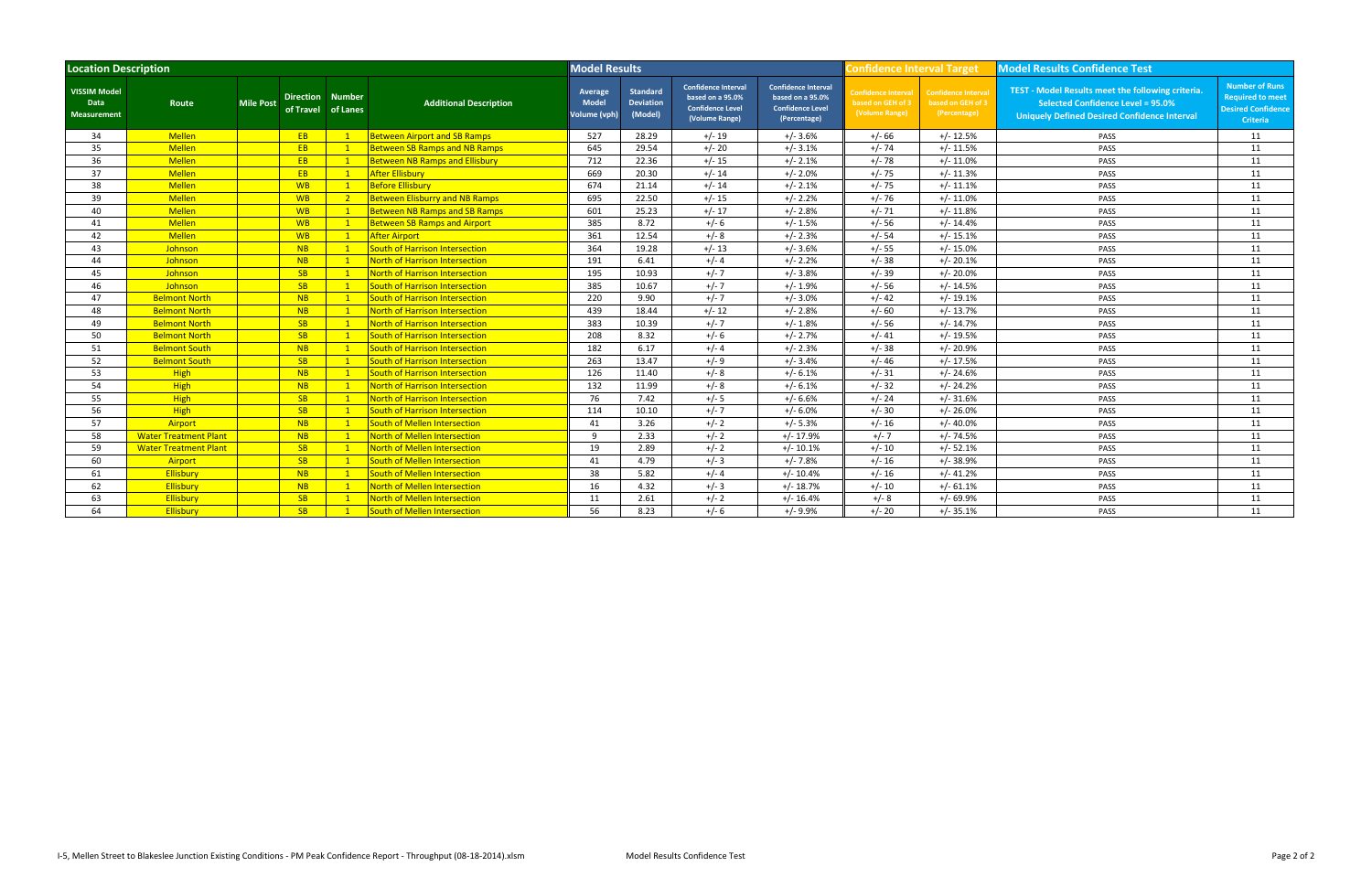| Location Description | | | | | | Model Results | | | | Confidence Interval Target | | Model Results Confidence Test | |
|---|---|---|---|---|---|---|---|---|---|---|---|---|---|
| VISSIM Model Data Measurement | Route | Mile Post | Direction of Travel | Number of Lanes | Additional Description | Average Model Volume (vph) | Standard Deviation (Model) | Confidence Interval based on a 95.0% Confidence Level (Volume Range) | Confidence Interval based on a 95.0% Confidence Level (Percentage) | Confidence Interval based on GEH of 3 (Volume Range) | Confidence Interval based on GEH of 3 (Percentage) | TEST - Model Results meet the following criteria. Selected Confidence Level = 95.0% Uniquely Defined Desired Confidence Interval | Number of Runs Required to meet Desired Confidence Criteria |
| 34 | Mellen | | EB | 1 | Between Airport and SB Ramps | 527 | 28.29 | +/- 19 | +/- 3.6% | +/- 66 | +/- 12.5% | PASS | 11 |
| 35 | Mellen | | EB | 1 | Between SB Ramps and NB Ramps | 645 | 29.54 | +/- 20 | +/- 3.1% | +/- 74 | +/- 11.5% | PASS | 11 |
| 36 | Mellen | | EB | 1 | Between NB Ramps and Ellisbury | 712 | 22.36 | +/- 15 | +/- 2.1% | +/- 78 | +/- 11.0% | PASS | 11 |
| 37 | Mellen | | EB | 1 | After Ellisbury | 669 | 20.30 | +/- 14 | +/- 2.0% | +/- 75 | +/- 11.3% | PASS | 11 |
| 38 | Mellen | | WB | 1 | Before Ellisbury | 674 | 21.14 | +/- 14 | +/- 2.1% | +/- 75 | +/- 11.1% | PASS | 11 |
| 39 | Mellen | | WB | 2 | Between Elisburry and NB Ramps | 695 | 22.50 | +/- 15 | +/- 2.2% | +/- 76 | +/- 11.0% | PASS | 11 |
| 40 | Mellen | | WB | 1 | Between NB Ramps and SB Ramps | 601 | 25.23 | +/- 17 | +/- 2.8% | +/- 71 | +/- 11.8% | PASS | 11 |
| 41 | Mellen | | WB | 1 | Between SB Ramps and Airport | 385 | 8.72 | +/- 6 | +/- 1.5% | +/- 56 | +/- 14.4% | PASS | 11 |
| 42 | Mellen | | WB | 1 | After Airport | 361 | 12.54 | +/- 8 | +/- 2.3% | +/- 54 | +/- 15.1% | PASS | 11 |
| 43 | Johnson | | NB | 1 | South of Harrison Intersection | 364 | 19.28 | +/- 13 | +/- 3.6% | +/- 55 | +/- 15.0% | PASS | 11 |
| 44 | Johnson | | NB | 1 | North of Harrison Intersection | 191 | 6.41 | +/- 4 | +/- 2.2% | +/- 38 | +/- 20.1% | PASS | 11 |
| 45 | Johnson | | SB | 1 | North of Harrison Intersection | 195 | 10.93 | +/- 7 | +/- 3.8% | +/- 39 | +/- 20.0% | PASS | 11 |
| 46 | Johnson | | SB | 1 | South of Harrison Intersection | 385 | 10.67 | +/- 7 | +/- 1.9% | +/- 56 | +/- 14.5% | PASS | 11 |
| 47 | Belmont North | | NB | 1 | South of Harrison Intersection | 220 | 9.90 | +/- 7 | +/- 3.0% | +/- 42 | +/- 19.1% | PASS | 11 |
| 48 | Belmont North | | NB | 1 | North of Harrison Intersection | 439 | 18.44 | +/- 12 | +/- 2.8% | +/- 60 | +/- 13.7% | PASS | 11 |
| 49 | Belmont North | | SB | 1 | North of Harrison Intersection | 383 | 10.39 | +/- 7 | +/- 1.8% | +/- 56 | +/- 14.7% | PASS | 11 |
| 50 | Belmont North | | SB | 1 | South of Harrison Intersection | 208 | 8.32 | +/- 6 | +/- 2.7% | +/- 41 | +/- 19.5% | PASS | 11 |
| 51 | Belmont South | | NB | 1 | South of Harrison Intersection | 182 | 6.17 | +/- 4 | +/- 2.3% | +/- 38 | +/- 20.9% | PASS | 11 |
| 52 | Belmont South | | SB | 1 | South of Harrison Intersection | 263 | 13.47 | +/- 9 | +/- 3.4% | +/- 46 | +/- 17.5% | PASS | 11 |
| 53 | High | | NB | 1 | South of Harrison Intersection | 126 | 11.40 | +/- 8 | +/- 6.1% | +/- 31 | +/- 24.6% | PASS | 11 |
| 54 | High | | NB | 1 | North of Harrison Intersection | 132 | 11.99 | +/- 8 | +/- 6.1% | +/- 32 | +/- 24.2% | PASS | 11 |
| 55 | High | | SB | 1 | North of Harrison Intersection | 76 | 7.42 | +/- 5 | +/- 6.6% | +/- 24 | +/- 31.6% | PASS | 11 |
| 56 | High | | SB | 1 | South of Harrison Intersection | 114 | 10.10 | +/- 7 | +/- 6.0% | +/- 30 | +/- 26.0% | PASS | 11 |
| 57 | Airport | | NB | 1 | South of Mellen Intersection | 41 | 3.26 | +/- 2 | +/- 5.3% | +/- 16 | +/- 40.0% | PASS | 11 |
| 58 | Water Treatment Plant | | NB | 1 | North of Mellen Intersection | 9 | 2.33 | +/- 2 | +/- 17.9% | +/- 7 | +/- 74.5% | PASS | 11 |
| 59 | Water Treatment Plant | | SB | 1 | North of Mellen Intersection | 19 | 2.89 | +/- 2 | +/- 10.1% | +/- 10 | +/- 52.1% | PASS | 11 |
| 60 | Airport | | SB | 1 | South of Mellen Intersection | 41 | 4.79 | +/- 3 | +/- 7.8% | +/- 16 | +/- 38.9% | PASS | 11 |
| 61 | Ellisbury | | NB | 1 | South of Mellen Intersection | 38 | 5.82 | +/- 4 | +/- 10.4% | +/- 16 | +/- 41.2% | PASS | 11 |
| 62 | Ellisbury | | NB | 1 | North of Mellen Intersection | 16 | 4.32 | +/- 3 | +/- 18.7% | +/- 10 | +/- 61.1% | PASS | 11 |
| 63 | Ellisbury | | SB | 1 | North of Mellen Intersection | 11 | 2.61 | +/- 2 | +/- 16.4% | +/- 8 | +/- 69.9% | PASS | 11 |
| 64 | Ellisbury | | SB | 1 | South of Mellen Intersection | 56 | 8.23 | +/- 6 | +/- 9.9% | +/- 20 | +/- 35.1% | PASS | 11 |

I-5, Mellen Street to Blakeslee Junction Existing Conditions - PM Peak Confidence Report - Throughput (08-18-2014).xlsm — Model Results Confidence Test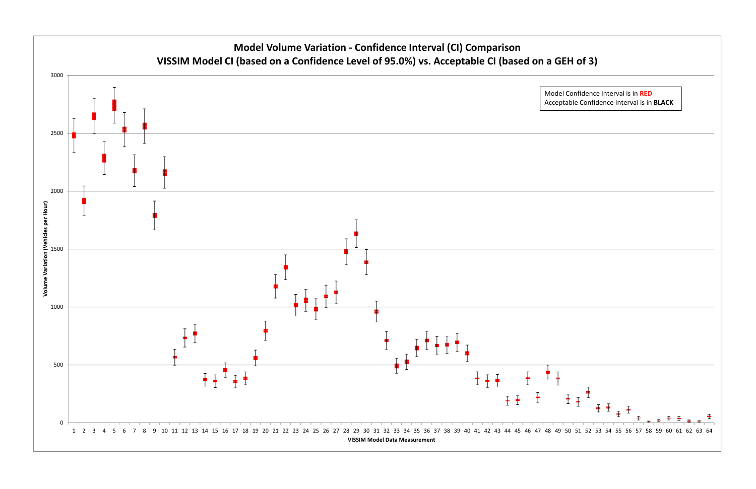# Model Volume Variation - Confidence Interval (CI) Comparison

## VISSIM Model CI (based on a Confidence Level of 95.0%) vs. Acceptable CI (based on a GEH of 3)

Model Confidence Interval is in **RED**
Acceptable Confidence Interval is in **BLACK**

Volume Variation (Vehicles per Hour)

VISSIM Model Data Measurement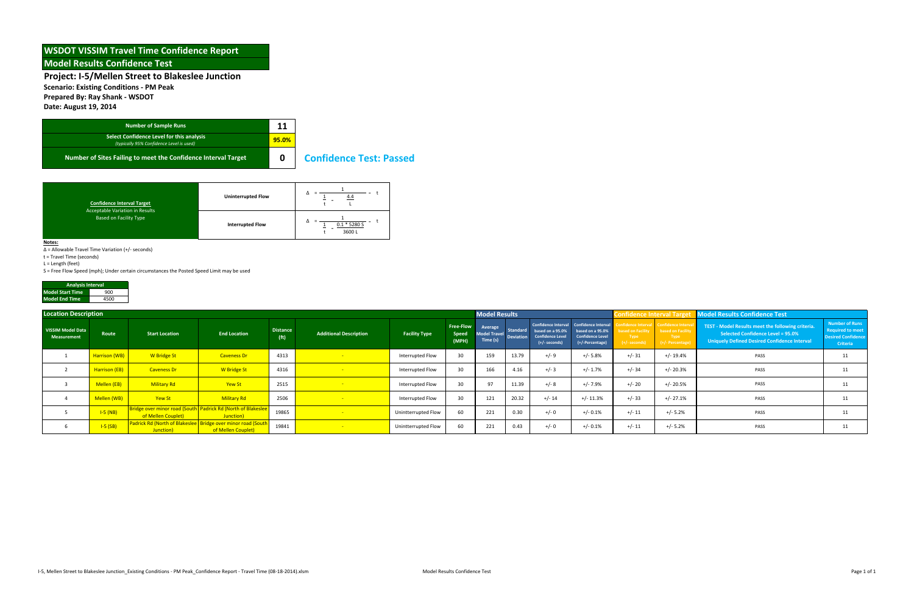# WSDOT VISSIM Travel Time Confidence Report

## Model Results Confidence Test

### Project: I-5/Mellen Street to Blakeslee Junction

**Scenario: Existing Conditions - PM Peak**
**Prepared By: Ray Shank - WSDOT**
**Date: August 19, 2014**

| | |
|---|---|
| Number of Sample Runs | 11 |
| Select Confidence Level for this analysis *(typically 95% Confidence Level is used)* | 95.0% |
| Number of Sites Failing to meet the Confidence Interval Target | 0 |

**Confidence Test: Passed**

| Confidence Interval Target<br>Acceptable Variation in Results Based on Facility Type | | |
|---|---|---|
| | Uninterrupted Flow | $\Delta = \dfrac{1}{\frac{1}{t} - \frac{4.4}{L}} - t$ |
| | Interrupted Flow | $\Delta = \dfrac{1}{\frac{1}{t} - \frac{0.1 * 5280\ S}{3600\ L}} - t$ |

**Notes:**
Δ = Allowable Travel Time Variation (+/- seconds)
t = Travel Time (seconds)
L = Length (feet)
S = Free Flow Speed (mph); Under certain circumstances the Posted Speed Limit may be used

| Analysis Interval | |
|---|---|
| Model Start Time | 900 |
| Model End Time | 4500 |

| Location Description | | | | | | | | Model Results | | | | Confidence Interval Target | | Model Results Confidence Test | |
|---|---|---|---|---|---|---|---|---|---|---|---|---|---|---|---|
| VISSIM Model Data Measurement | Route | Start Location | End Location | Distance (ft) | Additional Description | Facility Type | Free-Flow Speed (MPH) | Average Model Travel Time (s) | Standard Deviation | Confidence Interval based on a 95.0% Confidence Level (+/- seconds) | Confidence Interval based on a 95.0% Confidence Level (+/-Percentage) | Confidence Interval based on Facility Type (+/- seconds) | Confidence Interval based on Facility Type (+/- Percentage) | TEST - Model Results meet the following criteria. Selected Confidence Level = 95.0% Uniquely Defined Desired Confidence Interval | Number of Runs Required to meet Desired Confidence Criteria |
| 1 | Harrison (WB) | W Bridge St | Caveness Dr | 4313 | - | Interrupted Flow | 30 | 159 | 13.79 | +/- 9 | +/- 5.8% | +/- 31 | +/- 19.4% | PASS | 11 |
| 2 | Harrison (EB) | Caveness Dr | W Bridge St | 4316 | - | Interrupted Flow | 30 | 166 | 4.16 | +/- 3 | +/- 1.7% | +/- 34 | +/- 20.3% | PASS | 11 |
| 3 | Mellen (EB) | Military Rd | Yew St | 2515 | - | Interrupted Flow | 30 | 97 | 11.39 | +/- 8 | +/- 7.9% | +/- 20 | +/- 20.5% | PASS | 11 |
| 4 | Mellen (WB) | Yew St | Military Rd | 2506 | - | Interrupted Flow | 30 | 121 | 20.32 | +/- 14 | +/- 11.3% | +/- 33 | +/- 27.1% | PASS | 11 |
| 5 | I-5 (NB) | Bridge over minor road (South of Mellen Couplet) | Padrick Rd (North of Blakeslee Junction) | 19865 | - | Unintterrupted Flow | 60 | 221 | 0.30 | +/- 0 | +/- 0.1% | +/- 11 | +/- 5.2% | PASS | 11 |
| 6 | I-5 (SB) | Padrick Rd (North of Blakeslee Junction) | Bridge over minor road (South of Mellen Couplet) | 19841 | - | Unintterrupted Flow | 60 | 221 | 0.43 | +/- 0 | +/- 0.1% | +/- 11 | +/- 5.2% | PASS | 11 |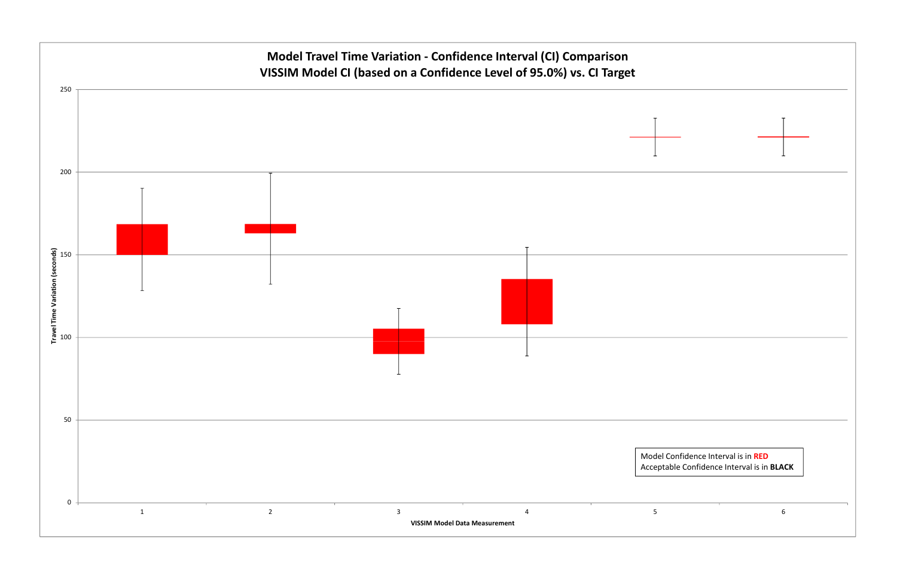**Model Travel Time Variation - Confidence Interval (CI) Comparison**
**VISSIM Model CI (based on a Confidence Level of 95.0%) vs. CI Target**

Travel Time Variation (seconds)

250
200
150
100
50
0

1 2 3 4 5 6

VISSIM Model Data Measurement

Model Confidence Interval is in **RED**
Acceptable Confidence Interval is in **BLACK**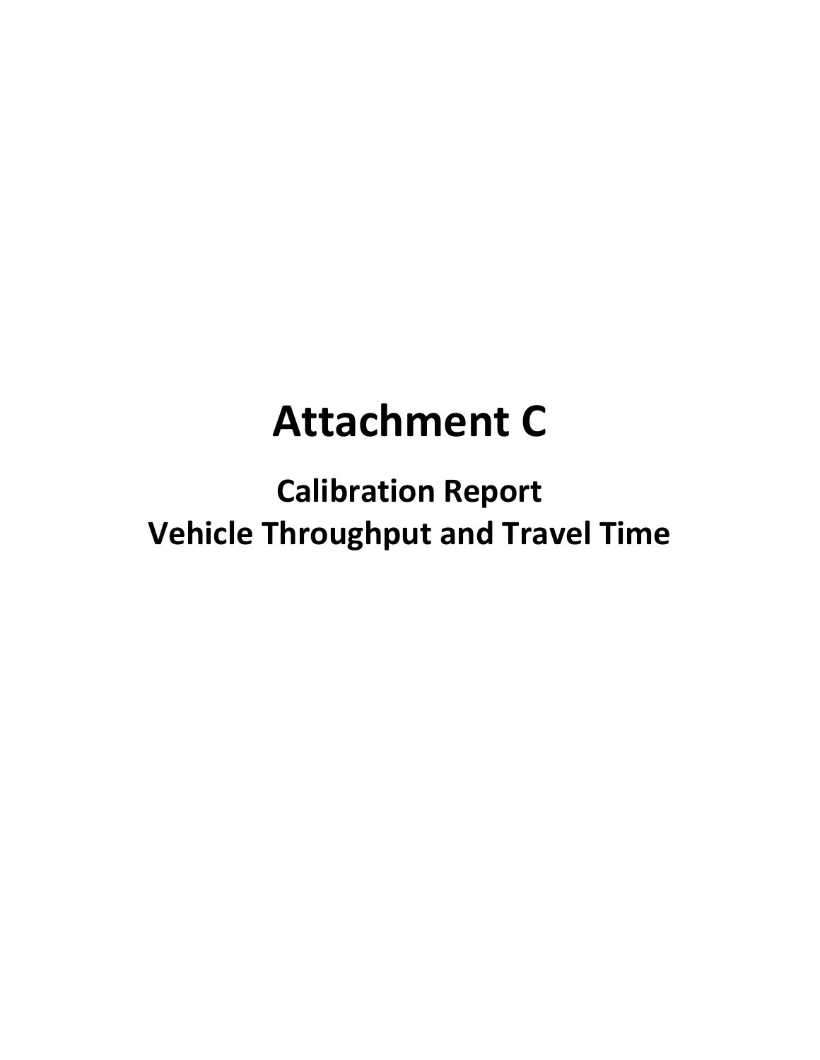# Attachment C

## Calibration Report
## Vehicle Throughput and Travel Time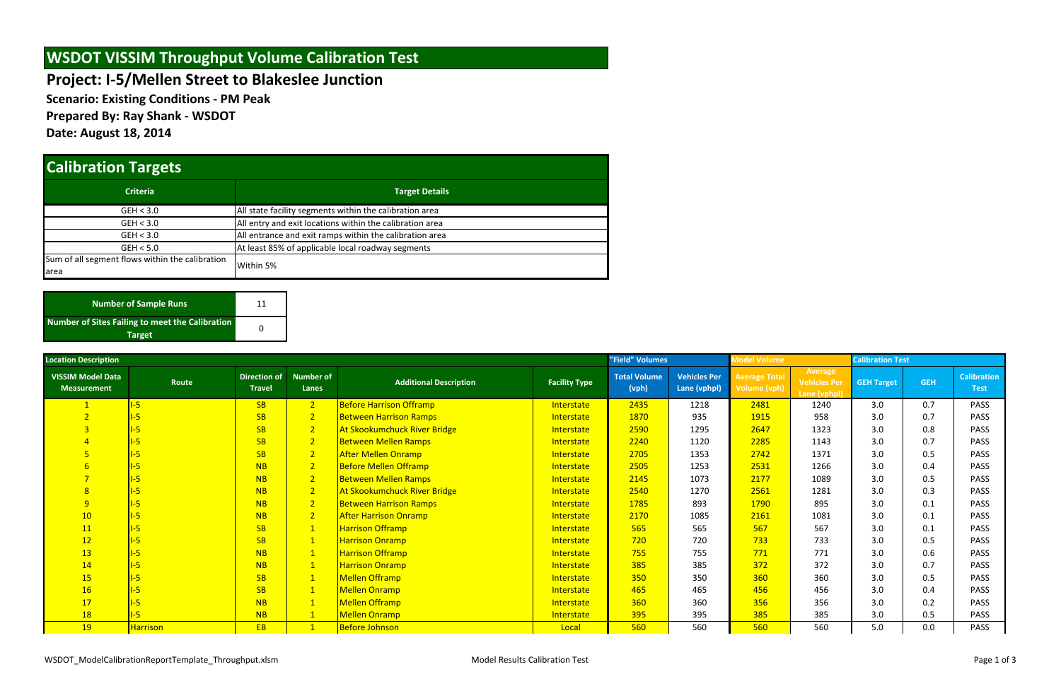# WSDOT VISSIM Throughput Volume Calibration Test

## Project: I-5/Mellen Street to Blakeslee Junction

**Scenario: Existing Conditions - PM Peak**

**Prepared By: Ray Shank - WSDOT**

**Date: August 18, 2014**

## Calibration Targets

| Criteria | Target Details |
|---|---|
| GEH < 3.0 | All state facility segments within the calibration area |
| GEH < 3.0 | All entry and exit locations within the calibration area |
| GEH < 3.0 | All entrance and exit ramps within the calibration area |
| GEH < 5.0 | At least 85% of applicable local roadway segments |
| Sum of all segment flows within the calibration area | Within 5% |

| Number of Sample Runs | 11 |
|---|---|
| Number of Sites Failing to meet the Calibration Target | 0 |

| Location Description | | | | | | "Field" Volumes | | Model Volume | | Calibration Test | | |
|---|---|---|---|---|---|---|---|---|---|---|---|---|
| VISSIM Model Data Measurement | Route | Direction of Travel | Number of Lanes | Additional Description | Facility Type | Total Volume (vph) | Vehicles Per Lane (vphpl) | Average Total Volume (vph) | Average Vehicles Per Lane (vphpl) | GEH Target | GEH | Calibration Test |
| 1 | I-5 | SB | 2 | Before Harrison Offramp | Interstate | 2435 | 1218 | 2481 | 1240 | 3.0 | 0.7 | PASS |
| 2 | I-5 | SB | 2 | Between Harrison Ramps | Interstate | 1870 | 935 | 1915 | 958 | 3.0 | 0.7 | PASS |
| 3 | I-5 | SB | 2 | At Skookumchuck River Bridge | Interstate | 2590 | 1295 | 2647 | 1323 | 3.0 | 0.8 | PASS |
| 4 | I-5 | SB | 2 | Between Mellen Ramps | Interstate | 2240 | 1120 | 2285 | 1143 | 3.0 | 0.7 | PASS |
| 5 | I-5 | SB | 2 | After Mellen Onramp | Interstate | 2705 | 1353 | 2742 | 1371 | 3.0 | 0.5 | PASS |
| 6 | I-5 | NB | 2 | Before Mellen Offramp | Interstate | 2505 | 1253 | 2531 | 1266 | 3.0 | 0.4 | PASS |
| 7 | I-5 | NB | 2 | Between Mellen Ramps | Interstate | 2145 | 1073 | 2177 | 1089 | 3.0 | 0.5 | PASS |
| 8 | I-5 | NB | 2 | At Skookumchuck River Bridge | Interstate | 2540 | 1270 | 2561 | 1281 | 3.0 | 0.3 | PASS |
| 9 | I-5 | NB | 2 | Between Harrison Ramps | Interstate | 1785 | 893 | 1790 | 895 | 3.0 | 0.1 | PASS |
| 10 | I-5 | NB | 2 | After Harrison Onramp | Interstate | 2170 | 1085 | 2161 | 1081 | 3.0 | 0.1 | PASS |
| 11 | I-5 | SB | 1 | Harrison Offramp | Interstate | 565 | 565 | 567 | 567 | 3.0 | 0.1 | PASS |
| 12 | I-5 | SB | 1 | Harrison Onramp | Interstate | 720 | 720 | 733 | 733 | 3.0 | 0.5 | PASS |
| 13 | I-5 | NB | 1 | Harrison Offramp | Interstate | 755 | 755 | 771 | 771 | 3.0 | 0.6 | PASS |
| 14 | I-5 | NB | 1 | Harrison Onramp | Interstate | 385 | 385 | 372 | 372 | 3.0 | 0.7 | PASS |
| 15 | I-5 | SB | 1 | Mellen Offramp | Interstate | 350 | 350 | 360 | 360 | 3.0 | 0.5 | PASS |
| 16 | I-5 | SB | 1 | Mellen Onramp | Interstate | 465 | 465 | 456 | 456 | 3.0 | 0.4 | PASS |
| 17 | I-5 | NB | 1 | Mellen Offramp | Interstate | 360 | 360 | 356 | 356 | 3.0 | 0.2 | PASS |
| 18 | I-5 | NB | 1 | Mellen Onramp | Interstate | 395 | 395 | 385 | 385 | 3.0 | 0.5 | PASS |
| 19 | Harrison | EB | 1 | Before Johnson | Local | 560 | 560 | 560 | 560 | 5.0 | 0.0 | PASS |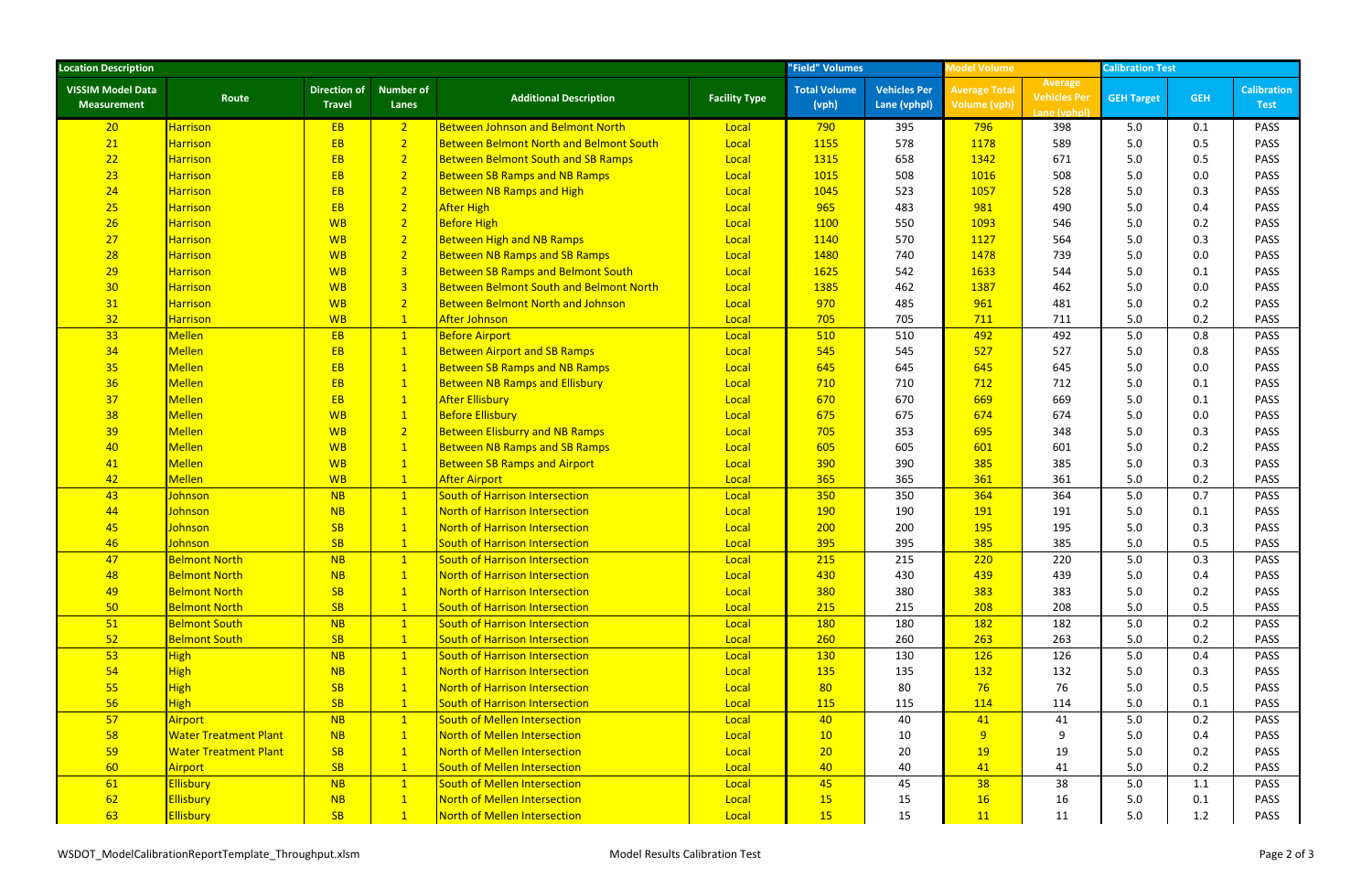| Location Description | | | | | | "Field" Volumes | | Model Volume | | Calibration Test | | |
|---|---|---|---|---|---|---|---|---|---|---|---|---|
| VISSIM Model Data Measurement | Route | Direction of Travel | Number of Lanes | Additional Description | Facility Type | Total Volume (vph) | Vehicles Per Lane (vphpl) | Average Total Volume (vph) | Average Vehicles Per Lane (vphpl) | GEH Target | GEH | Calibration Test |
| 20 | Harrison | EB | 2 | Between Johnson and Belmont North | Local | 790 | 395 | 796 | 398 | 5.0 | 0.1 | PASS |
| 21 | Harrison | EB | 2 | Between Belmont North and Belmont South | Local | 1155 | 578 | 1178 | 589 | 5.0 | 0.5 | PASS |
| 22 | Harrison | EB | 2 | Between Belmont South and SB Ramps | Local | 1315 | 658 | 1342 | 671 | 5.0 | 0.5 | PASS |
| 23 | Harrison | EB | 2 | Between SB Ramps and NB Ramps | Local | 1015 | 508 | 1016 | 508 | 5.0 | 0.0 | PASS |
| 24 | Harrison | EB | 2 | Between NB Ramps and High | Local | 1045 | 523 | 1057 | 528 | 5.0 | 0.3 | PASS |
| 25 | Harrison | EB | 2 | After High | Local | 965 | 483 | 981 | 490 | 5.0 | 0.4 | PASS |
| 26 | Harrison | WB | 2 | Before High | Local | 1100 | 550 | 1093 | 546 | 5.0 | 0.2 | PASS |
| 27 | Harrison | WB | 2 | Between High and NB Ramps | Local | 1140 | 570 | 1127 | 564 | 5.0 | 0.3 | PASS |
| 28 | Harrison | WB | 2 | Between NB Ramps and SB Ramps | Local | 1480 | 740 | 1478 | 739 | 5.0 | 0.0 | PASS |
| 29 | Harrison | WB | 3 | Between SB Ramps and Belmont South | Local | 1625 | 542 | 1633 | 544 | 5.0 | 0.1 | PASS |
| 30 | Harrison | WB | 3 | Between Belmont South and Belmont North | Local | 1385 | 462 | 1387 | 462 | 5.0 | 0.0 | PASS |
| 31 | Harrison | WB | 2 | Between Belmont North and Johnson | Local | 970 | 485 | 961 | 481 | 5.0 | 0.2 | PASS |
| 32 | Harrison | WB | 1 | After Johnson | Local | 705 | 705 | 711 | 711 | 5.0 | 0.2 | PASS |
| 33 | Mellen | EB | 1 | Before Airport | Local | 510 | 510 | 492 | 492 | 5.0 | 0.8 | PASS |
| 34 | Mellen | EB | 1 | Between Airport and SB Ramps | Local | 545 | 545 | 527 | 527 | 5.0 | 0.8 | PASS |
| 35 | Mellen | EB | 1 | Between SB Ramps and NB Ramps | Local | 645 | 645 | 645 | 645 | 5.0 | 0.0 | PASS |
| 36 | Mellen | EB | 1 | Between NB Ramps and Ellisbury | Local | 710 | 710 | 712 | 712 | 5.0 | 0.1 | PASS |
| 37 | Mellen | EB | 1 | After Ellisbury | Local | 670 | 670 | 669 | 669 | 5.0 | 0.1 | PASS |
| 38 | Mellen | WB | 1 | Before Ellisbury | Local | 675 | 675 | 674 | 674 | 5.0 | 0.0 | PASS |
| 39 | Mellen | WB | 2 | Between Elisburry and NB Ramps | Local | 705 | 353 | 695 | 348 | 5.0 | 0.3 | PASS |
| 40 | Mellen | WB | 1 | Between NB Ramps and SB Ramps | Local | 605 | 605 | 601 | 601 | 5.0 | 0.2 | PASS |
| 41 | Mellen | WB | 1 | Between SB Ramps and Airport | Local | 390 | 390 | 385 | 385 | 5.0 | 0.3 | PASS |
| 42 | Mellen | WB | 1 | After Airport | Local | 365 | 365 | 361 | 361 | 5.0 | 0.2 | PASS |
| 43 | Johnson | NB | 1 | South of Harrison Intersection | Local | 350 | 350 | 364 | 364 | 5.0 | 0.7 | PASS |
| 44 | Johnson | NB | 1 | North of Harrison Intersection | Local | 190 | 190 | 191 | 191 | 5.0 | 0.1 | PASS |
| 45 | Johnson | SB | 1 | North of Harrison Intersection | Local | 200 | 200 | 195 | 195 | 5.0 | 0.3 | PASS |
| 46 | Johnson | SB | 1 | South of Harrison Intersection | Local | 395 | 395 | 385 | 385 | 5.0 | 0.5 | PASS |
| 47 | Belmont North | NB | 1 | South of Harrison Intersection | Local | 215 | 215 | 220 | 220 | 5.0 | 0.3 | PASS |
| 48 | Belmont North | NB | 1 | North of Harrison Intersection | Local | 430 | 430 | 439 | 439 | 5.0 | 0.4 | PASS |
| 49 | Belmont North | SB | 1 | North of Harrison Intersection | Local | 380 | 380 | 383 | 383 | 5.0 | 0.2 | PASS |
| 50 | Belmont North | SB | 1 | South of Harrison Intersection | Local | 215 | 215 | 208 | 208 | 5.0 | 0.5 | PASS |
| 51 | Belmont South | NB | 1 | South of Harrison Intersection | Local | 180 | 180 | 182 | 182 | 5.0 | 0.2 | PASS |
| 52 | Belmont South | SB | 1 | South of Harrison Intersection | Local | 260 | 260 | 263 | 263 | 5.0 | 0.2 | PASS |
| 53 | High | NB | 1 | South of Harrison Intersection | Local | 130 | 130 | 126 | 126 | 5.0 | 0.4 | PASS |
| 54 | High | NB | 1 | North of Harrison Intersection | Local | 135 | 135 | 132 | 132 | 5.0 | 0.3 | PASS |
| 55 | High | SB | 1 | North of Harrison Intersection | Local | 80 | 80 | 76 | 76 | 5.0 | 0.5 | PASS |
| 56 | High | SB | 1 | South of Harrison Intersection | Local | 115 | 115 | 114 | 114 | 5.0 | 0.1 | PASS |
| 57 | Airport | NB | 1 | South of Mellen Intersection | Local | 40 | 40 | 41 | 41 | 5.0 | 0.2 | PASS |
| 58 | Water Treatment Plant | NB | 1 | North of Mellen Intersection | Local | 10 | 10 | 9 | 9 | 5.0 | 0.4 | PASS |
| 59 | Water Treatment Plant | SB | 1 | North of Mellen Intersection | Local | 20 | 20 | 19 | 19 | 5.0 | 0.2 | PASS |
| 60 | Airport | SB | 1 | South of Mellen Intersection | Local | 40 | 40 | 41 | 41 | 5.0 | 0.2 | PASS |
| 61 | Ellisbury | NB | 1 | South of Mellen Intersection | Local | 45 | 45 | 38 | 38 | 5.0 | 1.1 | PASS |
| 62 | Ellisbury | NB | 1 | North of Mellen Intersection | Local | 15 | 15 | 16 | 16 | 5.0 | 0.1 | PASS |
| 63 | Ellisbury | SB | 1 | North of Mellen Intersection | Local | 15 | 15 | 11 | 11 | 5.0 | 1.2 | PASS |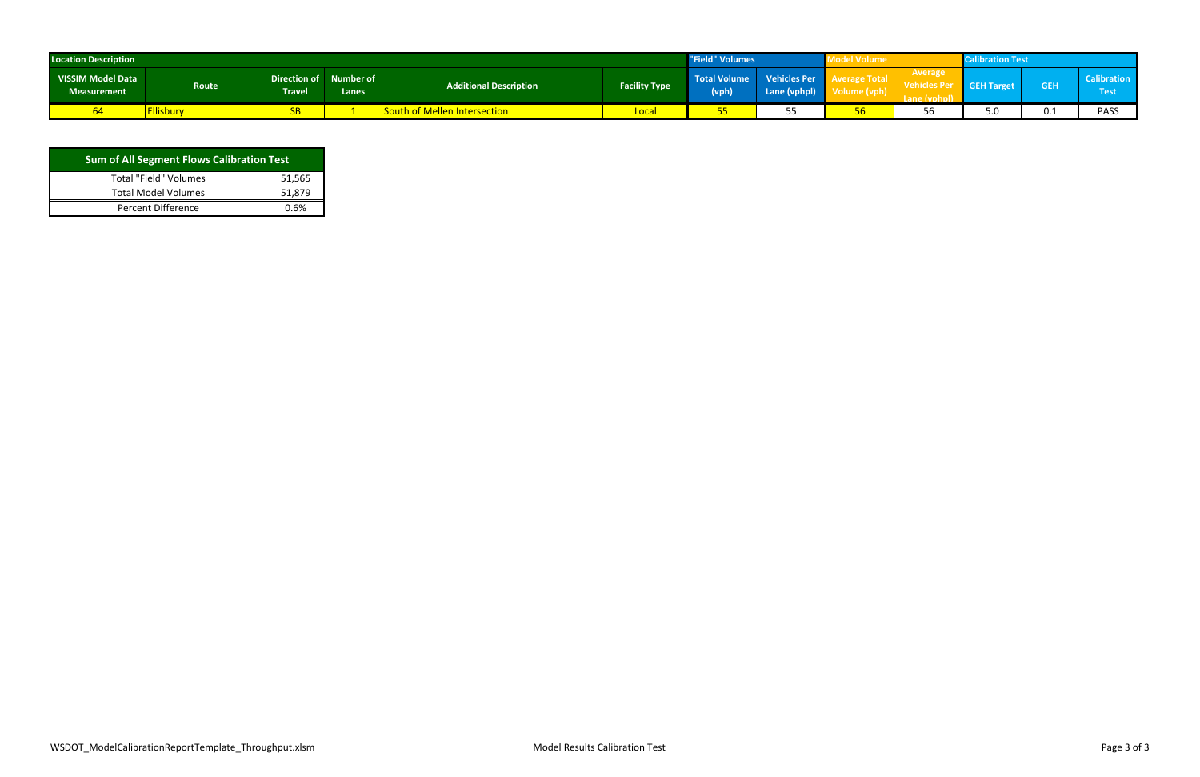| Location Description | | | | | | "Field" Volumes | | Model Volume | | Calibration Test | | |
|---|---|---|---|---|---|---|---|---|---|---|---|---|
| VISSIM Model Data Measurement | Route | Direction of Travel | Number of Lanes | Additional Description | Facility Type | Total Volume (vph) | Vehicles Per Lane (vphpl) | Average Total Volume (vph) | Average Vehicles Per Lane (vphpl) | GEH Target | GEH | Calibration Test |
| 64 | Ellisbury | SB | 1 | South of Mellen Intersection | Local | 55 | 55 | 56 | 56 | 5.0 | 0.1 | PASS |

| Sum of All Segment Flows Calibration Test | |
|---|---|
| Total "Field" Volumes | 51,565 |
| Total Model Volumes | 51,879 |
| Percent Difference | 0.6% |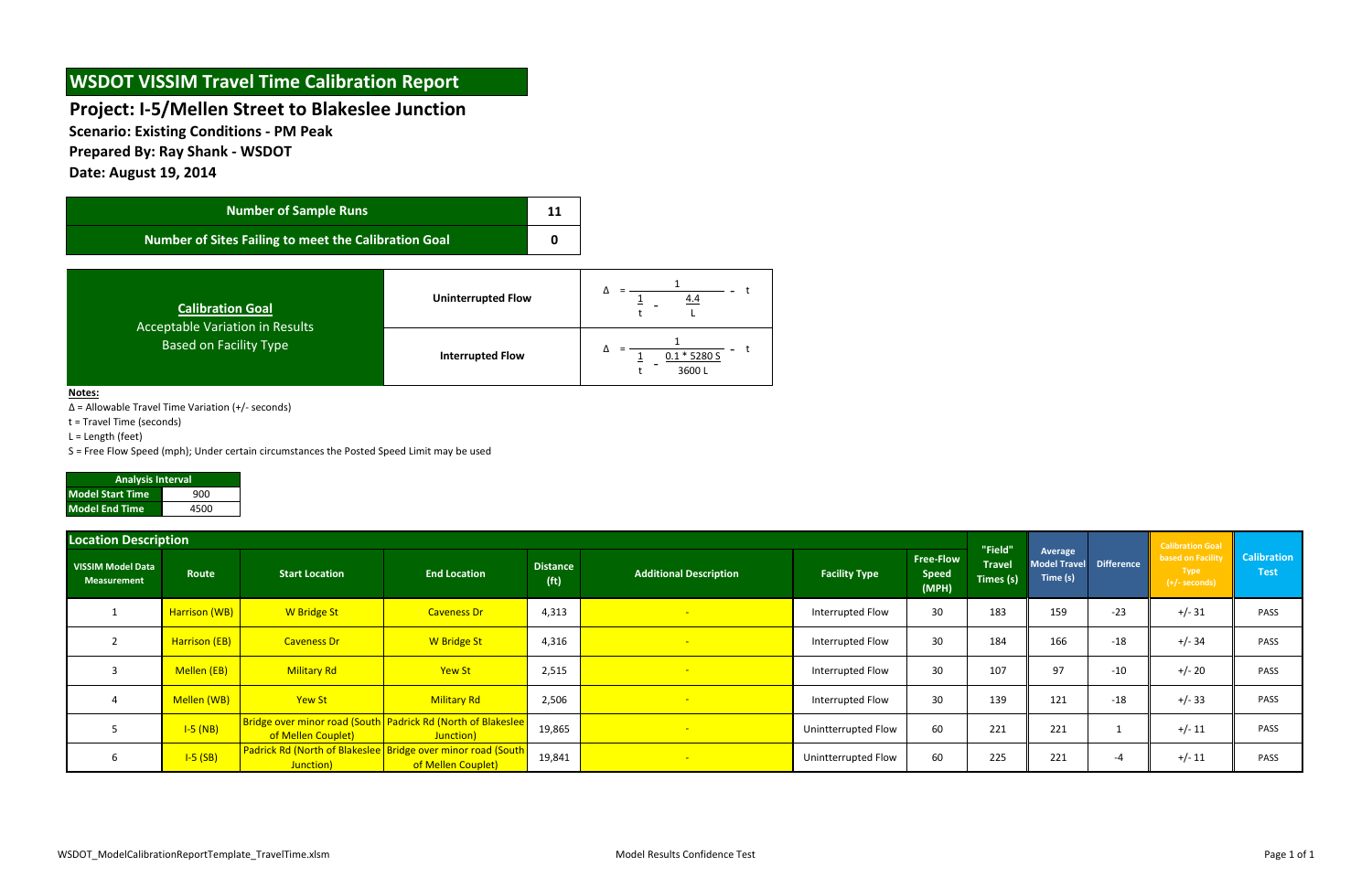# WSDOT VISSIM Travel Time Calibration Report

## Project: I-5/Mellen Street to Blakeslee Junction

**Scenario: Existing Conditions - PM Peak**

**Prepared By: Ray Shank - WSDOT**

**Date: August 19, 2014**

| | |
|---|---|
| **Number of Sample Runs** | **11** |
| **Number of Sites Failing to meet the Calibration Goal** | **0** |

| | | |
|---|---|---|
| **Calibration Goal** Acceptable Variation in Results Based on Facility Type | **Uninterrupted Flow** | $\Delta = \frac{1}{\frac{1}{t} - \frac{4.4}{L}} - t$ |
| | **Interrupted Flow** | $\Delta = \frac{1}{\frac{1}{t} - \frac{0.1 * 5280\ S}{3600\ L}} - t$ |

**Notes:**

Δ = Allowable Travel Time Variation (+/- seconds)

t = Travel Time (seconds)

L = Length (feet)

S = Free Flow Speed (mph); Under certain circumstances the Posted Speed Limit may be used

| Analysis Interval | |
|---|---|
| Model Start Time | 900 |
| Model End Time | 4500 |

| Location Description | | | | | | | | | | | | |
|---|---|---|---|---|---|---|---|---|---|---|---|---|
| **VISSIM Model Data Measurement** | **Route** | **Start Location** | **End Location** | **Distance (ft)** | **Additional Description** | **Facility Type** | **Free-Flow Speed (MPH)** | **"Field" Travel Times (s)** | **Average Model Travel Time (s)** | **Difference** | **Calibration Goal based on Facility Type (+/- seconds)** | **Calibration Test** |
| 1 | Harrison (WB) | W Bridge St | Caveness Dr | 4,313 | - | Interrupted Flow | 30 | 183 | 159 | -23 | +/- 31 | PASS |
| 2 | Harrison (EB) | Caveness Dr | W Bridge St | 4,316 | - | Interrupted Flow | 30 | 184 | 166 | -18 | +/- 34 | PASS |
| 3 | Mellen (EB) | Military Rd | Yew St | 2,515 | - | Interrupted Flow | 30 | 107 | 97 | -10 | +/- 20 | PASS |
| 4 | Mellen (WB) | Yew St | Military Rd | 2,506 | - | Interrupted Flow | 30 | 139 | 121 | -18 | +/- 33 | PASS |
| 5 | I-5 (NB) | Bridge over minor road (South of Mellen Couplet) | Padrick Rd (North of Blakeslee Junction) | 19,865 | - | Unintterrupted Flow | 60 | 221 | 221 | 1 | +/- 11 | PASS |
| 6 | I-5 (SB) | Padrick Rd (North of Blakeslee Junction) | Bridge over minor road (South of Mellen Couplet) | 19,841 | - | Unintterrupted Flow | 60 | 225 | 221 | -4 | +/- 11 | PASS |

WSDOT_ModelCalibrationReportTemplate_TravelTime.xlsx

Model Results Confidence Test